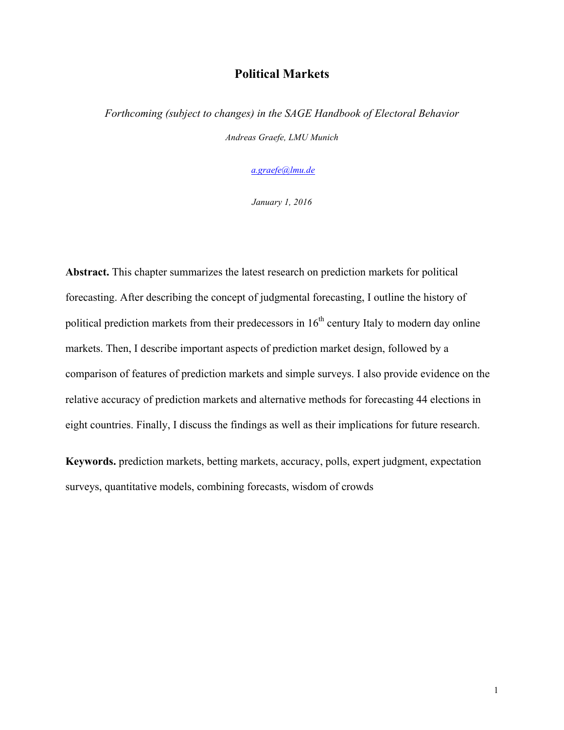# Political Markets

*Forthcoming (subject to changes) in the SAGE Handbook of Electoral Behavior*

*Andreas Graefe, LMU Munich*

*a.graefe@lmu.de*

*January 1, 2016*

**Abstract.** This chapter summarizes the latest research on prediction markets for political forecasting. After describing the concept of judgmental forecasting, I outline the history of political prediction markets from their predecessors in 16th century Italy to modern day online markets. Then, I describe important aspects of prediction market design, followed by a comparison of features of prediction markets and simple surveys. I also provide evidence on the relative accuracy of prediction markets and alternative methods for forecasting 44 elections in eight countries. Finally, I discuss the findings as well as their implications for future research.

**Keywords.** prediction markets, betting markets, accuracy, polls, expert judgment, expectation surveys, quantitative models, combining forecasts, wisdom of crowds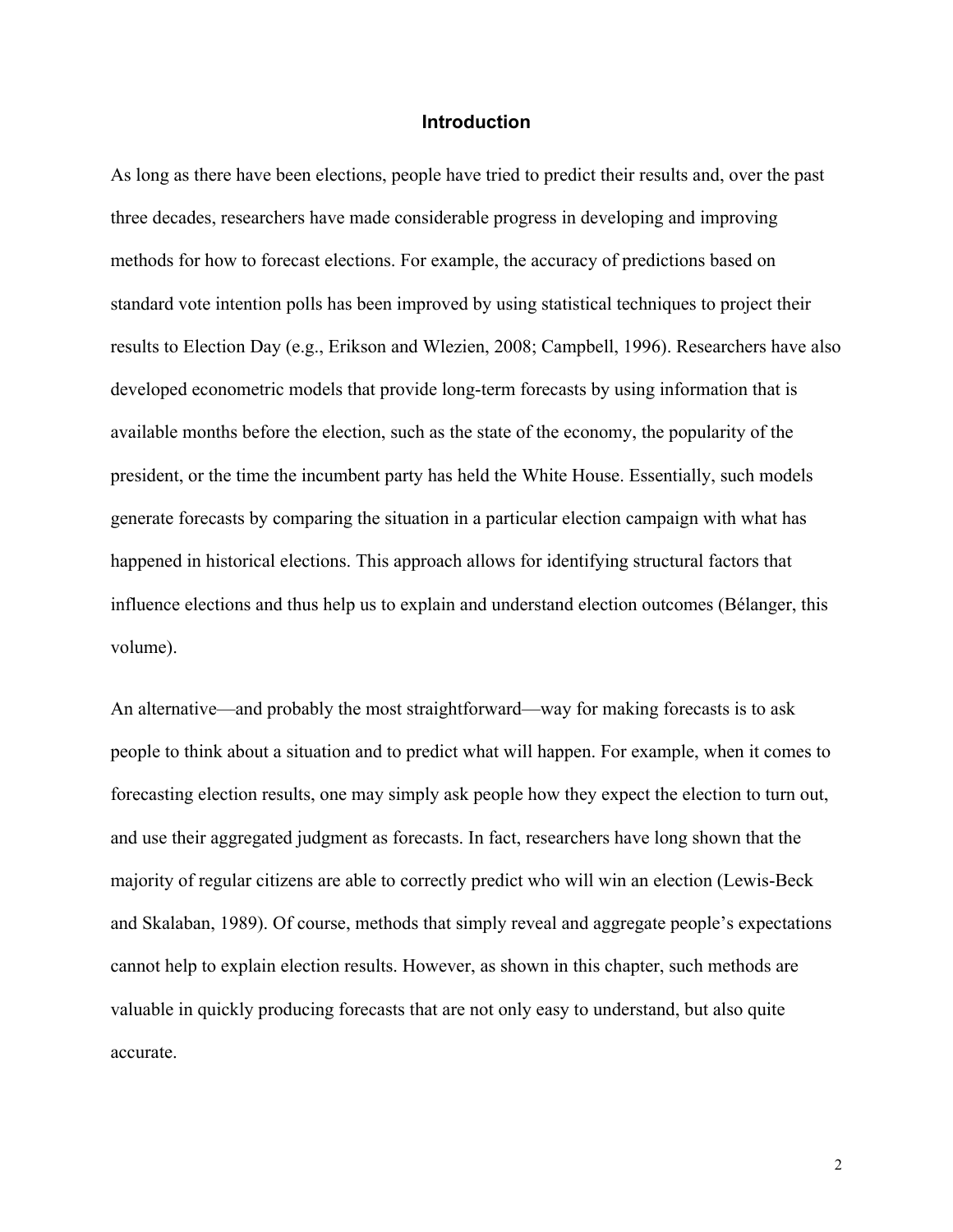# Introduction

As long as there have been elections, people have tried to predict their results and, over the past three decades, researchers have made considerable progress in developing and improving methods for how to forecast elections. For example, the accuracy of predictions based on standard vote intention polls has been improved by using statistical techniques to project their results to Election Day (e.g., Erikson and Wlezien, 2008; Campbell, 1996). Researchers have also developed econometric models that provide long-term forecasts by using information that is available months before the election, such as the state of the economy, the popularity of the president, or the time the incumbent party has held the White House. Essentially, such models generate forecasts by comparing the situation in a particular election campaign with what has happened in historical elections. This approach allows for identifying structural factors that influence elections and thus help us to explain and understand election outcomes (Bélanger, this volume).

An alternative—and probably the most straightforward—way for making forecasts is to ask people to think about a situation and to predict what will happen. For example, when it comes to forecasting election results, one may simply ask people how they expect the election to turn out, and use their aggregated judgment as forecasts. In fact, researchers have long shown that the majority of regular citizens are able to correctly predict who will win an election (Lewis-Beck and Skalaban, 1989). Of course, methods that simply reveal and aggregate people's expectations cannot help to explain election results. However, as shown in this chapter, such methods are valuable in quickly producing forecasts that are not only easy to understand, but also quite accurate.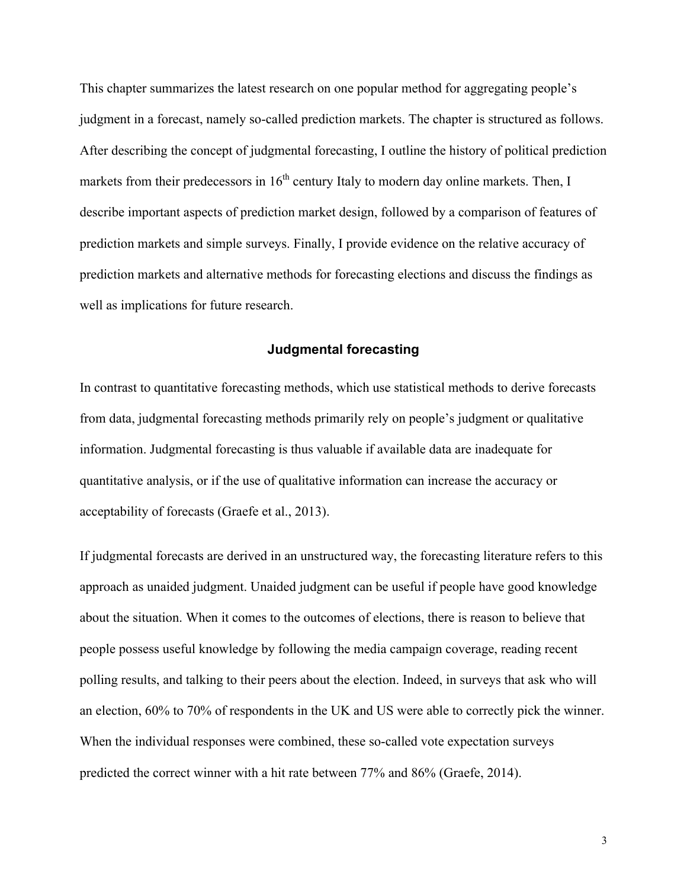This chapter summarizes the latest research on one popular method for aggregating people's judgment in a forecast, namely so-called prediction markets. The chapter is structured as follows. After describing the concept of judgmental forecasting, I outline the history of political prediction markets from their predecessors in 16$^{th}$ century Italy to modern day online markets. Then, I describe important aspects of prediction market design, followed by a comparison of features of prediction markets and simple surveys. Finally, I provide evidence on the relative accuracy of prediction markets and alternative methods for forecasting elections and discuss the findings as well as implications for future research.

## Judgmental forecasting

In contrast to quantitative forecasting methods, which use statistical methods to derive forecasts from data, judgmental forecasting methods primarily rely on people's judgment or qualitative information. Judgmental forecasting is thus valuable if available data are inadequate for quantitative analysis, or if the use of qualitative information can increase the accuracy or acceptability of forecasts (Graefe et al., 2013).

If judgmental forecasts are derived in an unstructured way, the forecasting literature refers to this approach as unaided judgment. Unaided judgment can be useful if people have good knowledge about the situation. When it comes to the outcomes of elections, there is reason to believe that people possess useful knowledge by following the media campaign coverage, reading recent polling results, and talking to their peers about the election. Indeed, in surveys that ask who will an election, 60% to 70% of respondents in the UK and US were able to correctly pick the winner. When the individual responses were combined, these so-called vote expectation surveys predicted the correct winner with a hit rate between 77% and 86% (Graefe, 2014).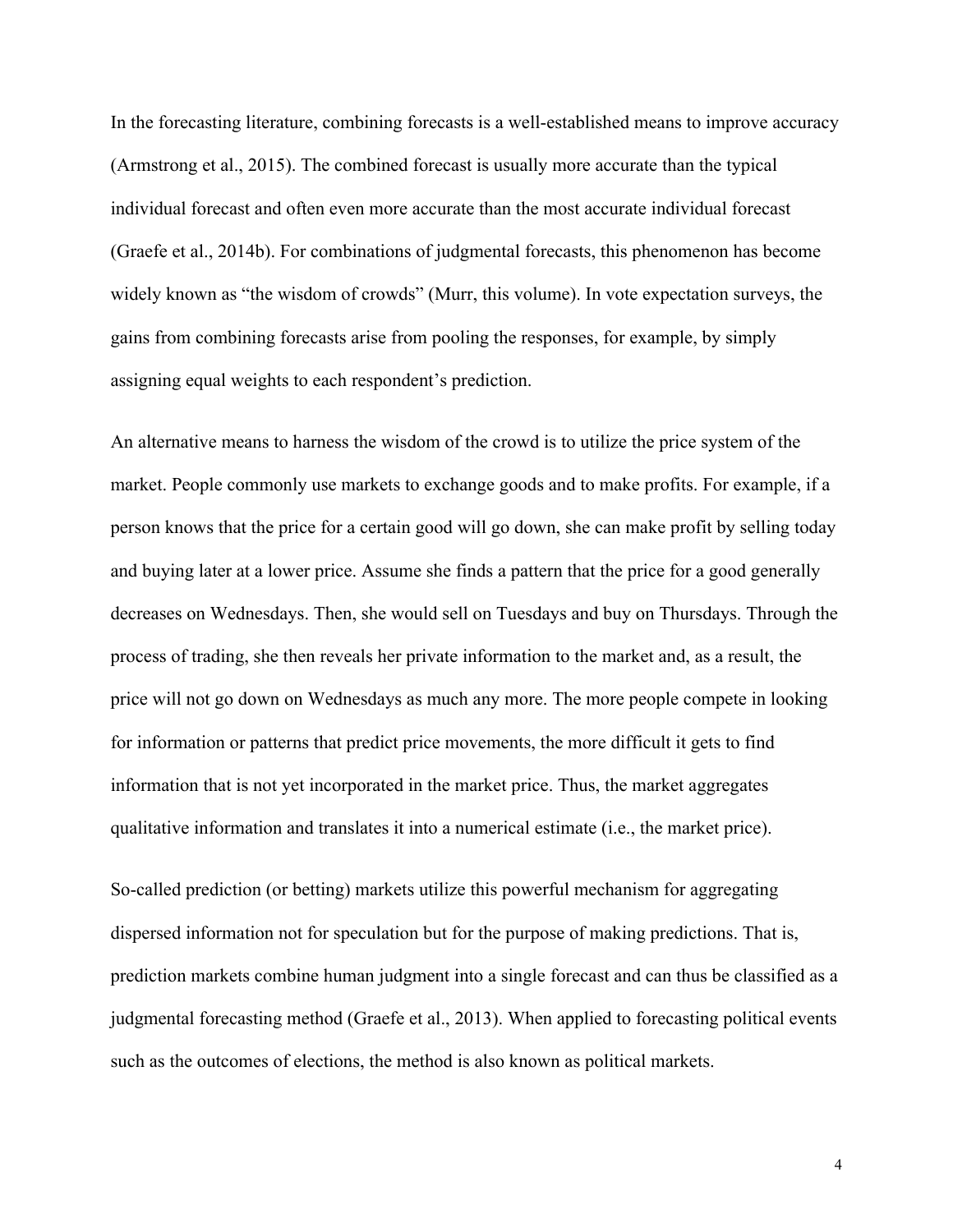In the forecasting literature, combining forecasts is a well-established means to improve accuracy (Armstrong et al., 2015). The combined forecast is usually more accurate than the typical individual forecast and often even more accurate than the most accurate individual forecast (Graefe et al., 2014b). For combinations of judgmental forecasts, this phenomenon has become widely known as "the wisdom of crowds" (Murr, this volume). In vote expectation surveys, the gains from combining forecasts arise from pooling the responses, for example, by simply assigning equal weights to each respondent's prediction.

An alternative means to harness the wisdom of the crowd is to utilize the price system of the market. People commonly use markets to exchange goods and to make profits. For example, if a person knows that the price for a certain good will go down, she can make profit by selling today and buying later at a lower price. Assume she finds a pattern that the price for a good generally decreases on Wednesdays. Then, she would sell on Tuesdays and buy on Thursdays. Through the process of trading, she then reveals her private information to the market and, as a result, the price will not go down on Wednesdays as much any more. The more people compete in looking for information or patterns that predict price movements, the more difficult it gets to find information that is not yet incorporated in the market price. Thus, the market aggregates qualitative information and translates it into a numerical estimate (i.e., the market price).

So-called prediction (or betting) markets utilize this powerful mechanism for aggregating dispersed information not for speculation but for the purpose of making predictions. That is, prediction markets combine human judgment into a single forecast and can thus be classified as a judgmental forecasting method (Graefe et al., 2013). When applied to forecasting political events such as the outcomes of elections, the method is also known as political markets.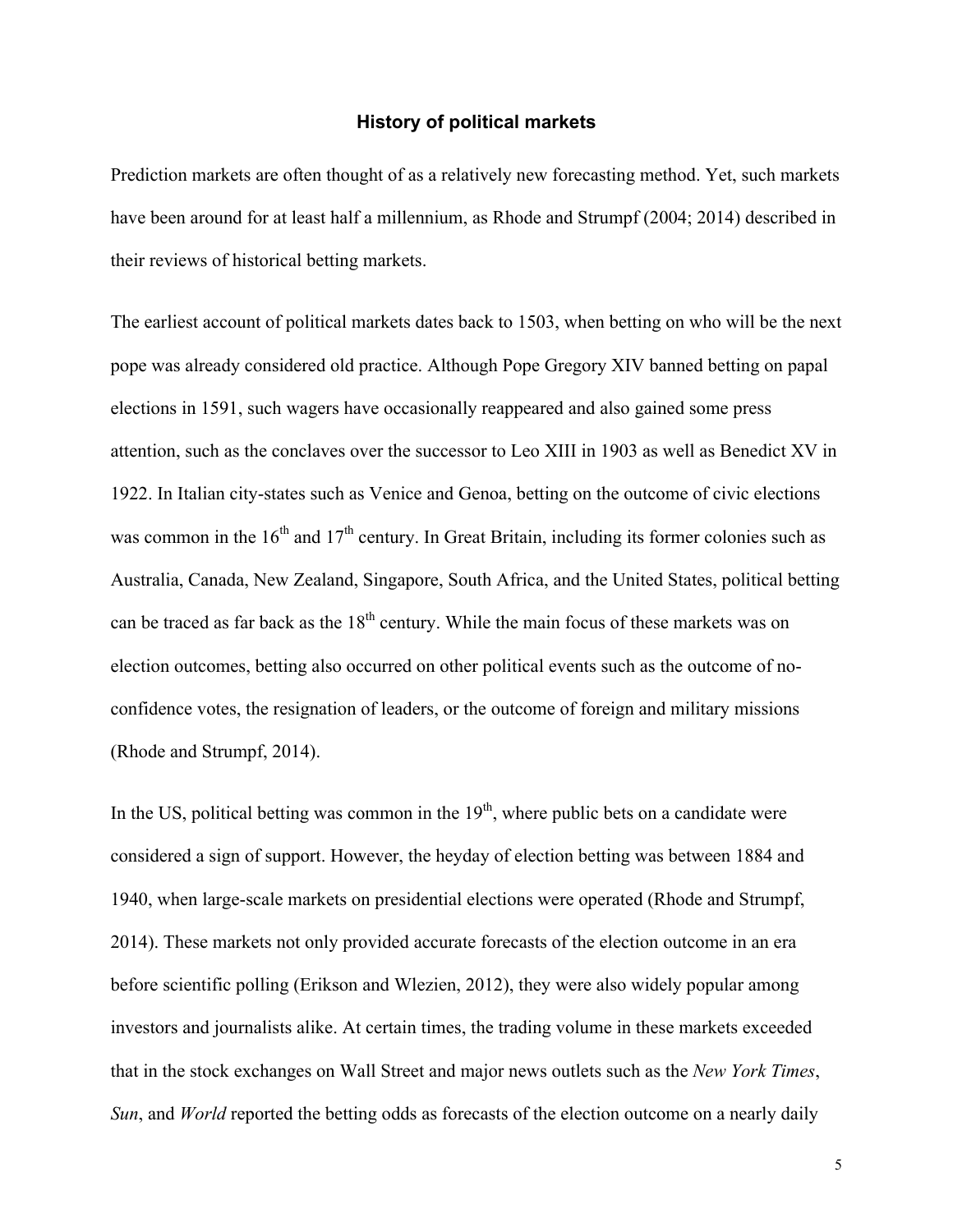## History of political markets

Prediction markets are often thought of as a relatively new forecasting method. Yet, such markets have been around for at least half a millennium, as Rhode and Strumpf (2004; 2014) described in their reviews of historical betting markets.

The earliest account of political markets dates back to 1503, when betting on who will be the next pope was already considered old practice. Although Pope Gregory XIV banned betting on papal elections in 1591, such wagers have occasionally reappeared and also gained some press attention, such as the conclaves over the successor to Leo XIII in 1903 as well as Benedict XV in 1922. In Italian city-states such as Venice and Genoa, betting on the outcome of civic elections was common in the 16th and 17th century. In Great Britain, including its former colonies such as Australia, Canada, New Zealand, Singapore, South Africa, and the United States, political betting can be traced as far back as the 18th century. While the main focus of these markets was on election outcomes, betting also occurred on other political events such as the outcome of no-confidence votes, the resignation of leaders, or the outcome of foreign and military missions (Rhode and Strumpf, 2014).

In the US, political betting was common in the 19th, where public bets on a candidate were considered a sign of support. However, the heyday of election betting was between 1884 and 1940, when large-scale markets on presidential elections were operated (Rhode and Strumpf, 2014). These markets not only provided accurate forecasts of the election outcome in an era before scientific polling (Erikson and Wlezien, 2012), they were also widely popular among investors and journalists alike. At certain times, the trading volume in these markets exceeded that in the stock exchanges on Wall Street and major news outlets such as the *New York Times*, *Sun*, and *World* reported the betting odds as forecasts of the election outcome on a nearly daily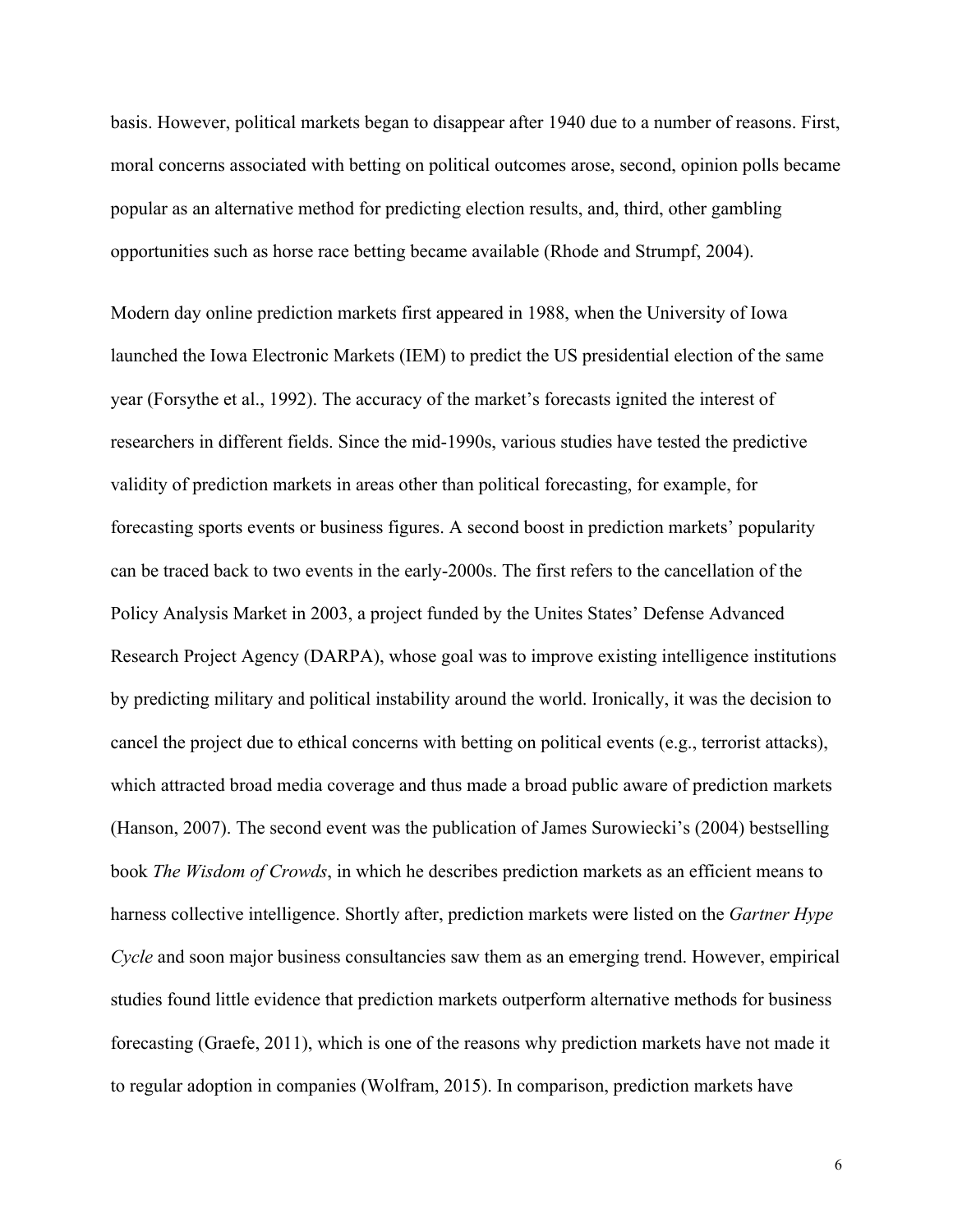basis. However, political markets began to disappear after 1940 due to a number of reasons. First, moral concerns associated with betting on political outcomes arose, second, opinion polls became popular as an alternative method for predicting election results, and, third, other gambling opportunities such as horse race betting became available (Rhode and Strumpf, 2004).

Modern day online prediction markets first appeared in 1988, when the University of Iowa launched the Iowa Electronic Markets (IEM) to predict the US presidential election of the same year (Forsythe et al., 1992). The accuracy of the market's forecasts ignited the interest of researchers in different fields. Since the mid-1990s, various studies have tested the predictive validity of prediction markets in areas other than political forecasting, for example, for forecasting sports events or business figures. A second boost in prediction markets' popularity can be traced back to two events in the early-2000s. The first refers to the cancellation of the Policy Analysis Market in 2003, a project funded by the Unites States' Defense Advanced Research Project Agency (DARPA), whose goal was to improve existing intelligence institutions by predicting military and political instability around the world. Ironically, it was the decision to cancel the project due to ethical concerns with betting on political events (e.g., terrorist attacks), which attracted broad media coverage and thus made a broad public aware of prediction markets (Hanson, 2007). The second event was the publication of James Surowiecki's (2004) bestselling book *The Wisdom of Crowds*, in which he describes prediction markets as an efficient means to harness collective intelligence. Shortly after, prediction markets were listed on the *Gartner Hype Cycle* and soon major business consultancies saw them as an emerging trend. However, empirical studies found little evidence that prediction markets outperform alternative methods for business forecasting (Graefe, 2011), which is one of the reasons why prediction markets have not made it to regular adoption in companies (Wolfram, 2015). In comparison, prediction markets have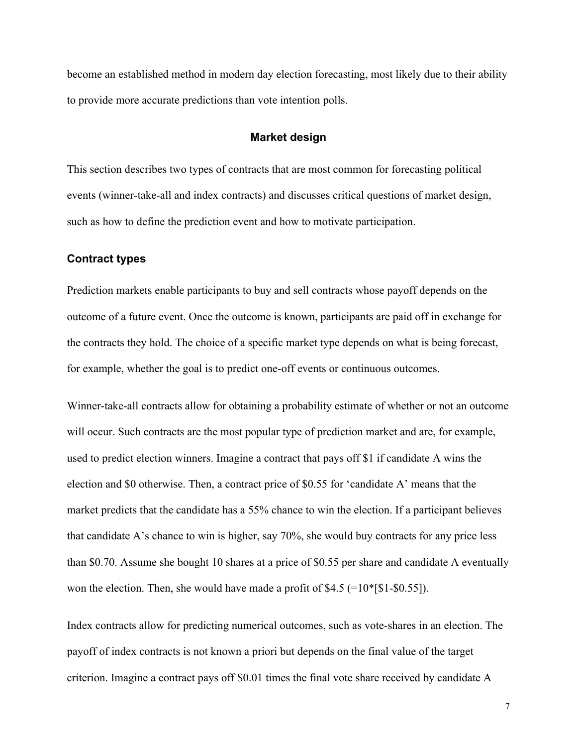become an established method in modern day election forecasting, most likely due to their ability to provide more accurate predictions than vote intention polls.

## Market design

This section describes two types of contracts that are most common for forecasting political events (winner-take-all and index contracts) and discusses critical questions of market design, such as how to define the prediction event and how to motivate participation.

### Contract types

Prediction markets enable participants to buy and sell contracts whose payoff depends on the outcome of a future event. Once the outcome is known, participants are paid off in exchange for the contracts they hold. The choice of a specific market type depends on what is being forecast, for example, whether the goal is to predict one-off events or continuous outcomes.

Winner-take-all contracts allow for obtaining a probability estimate of whether or not an outcome will occur. Such contracts are the most popular type of prediction market and are, for example, used to predict election winners. Imagine a contract that pays off $1 if candidate A wins the election and $0 otherwise. Then, a contract price of $0.55 for 'candidate A' means that the market predicts that the candidate has a 55% chance to win the election. If a participant believes that candidate A's chance to win is higher, say 70%, she would buy contracts for any price less than $0.70. Assume she bought 10 shares at a price of $0.55 per share and candidate A eventually won the election. Then, she would have made a profit of $4.5 (=10*[$1-$0.55]).

Index contracts allow for predicting numerical outcomes, such as vote-shares in an election. The payoff of index contracts is not known a priori but depends on the final value of the target criterion. Imagine a contract pays off $0.01 times the final vote share received by candidate A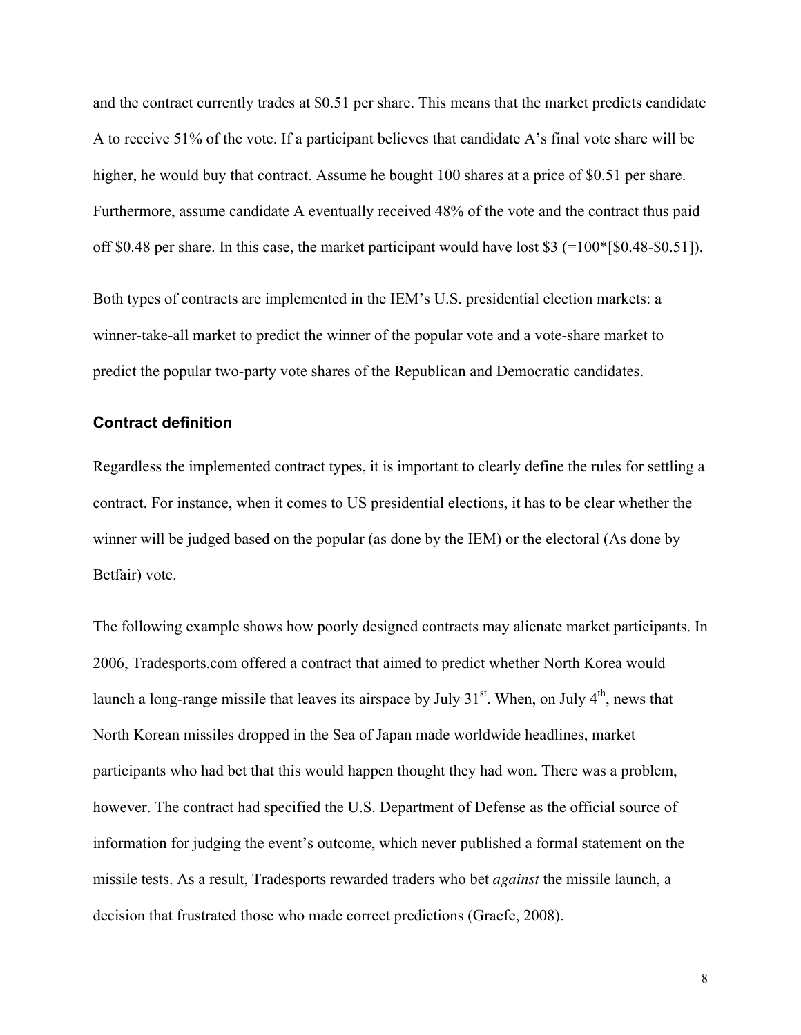and the contract currently trades at $0.51 per share. This means that the market predicts candidate A to receive 51% of the vote. If a participant believes that candidate A's final vote share will be higher, he would buy that contract. Assume he bought 100 shares at a price of $0.51 per share. Furthermore, assume candidate A eventually received 48% of the vote and the contract thus paid off $0.48 per share. In this case, the market participant would have lost $3 (=100*[$0.48-$0.51]).

Both types of contracts are implemented in the IEM's U.S. presidential election markets: a winner-take-all market to predict the winner of the popular vote and a vote-share market to predict the popular two-party vote shares of the Republican and Democratic candidates.

### Contract definition

Regardless the implemented contract types, it is important to clearly define the rules for settling a contract. For instance, when it comes to US presidential elections, it has to be clear whether the winner will be judged based on the popular (as done by the IEM) or the electoral (As done by Betfair) vote.

The following example shows how poorly designed contracts may alienate market participants. In 2006, Tradesports.com offered a contract that aimed to predict whether North Korea would launch a long-range missile that leaves its airspace by July 31st. When, on July 4th, news that North Korean missiles dropped in the Sea of Japan made worldwide headlines, market participants who had bet that this would happen thought they had won. There was a problem, however. The contract had specified the U.S. Department of Defense as the official source of information for judging the event's outcome, which never published a formal statement on the missile tests. As a result, Tradesports rewarded traders who bet *against* the missile launch, a decision that frustrated those who made correct predictions (Graefe, 2008).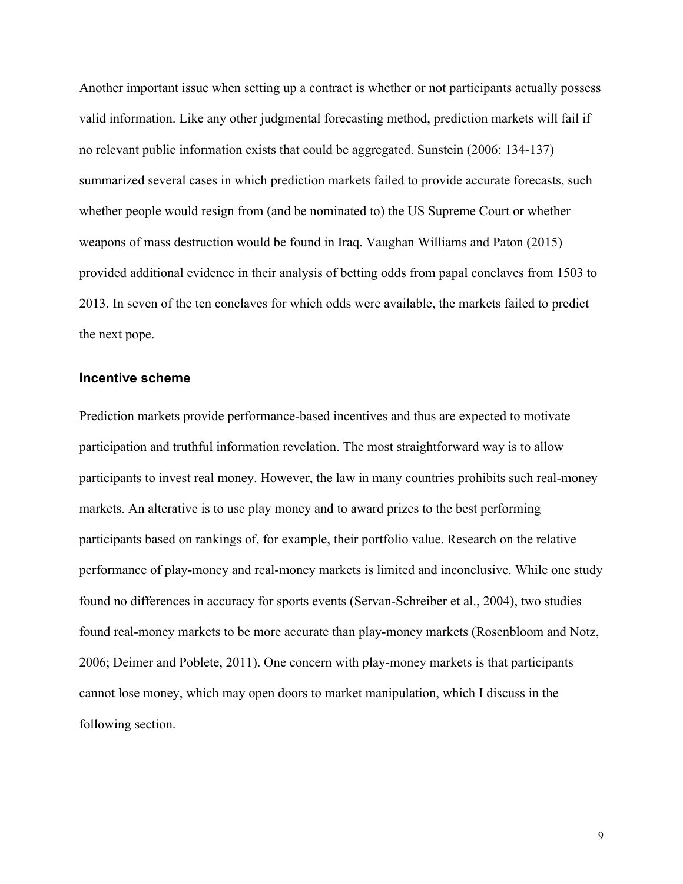Another important issue when setting up a contract is whether or not participants actually possess valid information. Like any other judgmental forecasting method, prediction markets will fail if no relevant public information exists that could be aggregated. Sunstein (2006: 134-137) summarized several cases in which prediction markets failed to provide accurate forecasts, such whether people would resign from (and be nominated to) the US Supreme Court or whether weapons of mass destruction would be found in Iraq. Vaughan Williams and Paton (2015) provided additional evidence in their analysis of betting odds from papal conclaves from 1503 to 2013. In seven of the ten conclaves for which odds were available, the markets failed to predict the next pope.

### Incentive scheme

Prediction markets provide performance-based incentives and thus are expected to motivate participation and truthful information revelation. The most straightforward way is to allow participants to invest real money. However, the law in many countries prohibits such real-money markets. An alterative is to use play money and to award prizes to the best performing participants based on rankings of, for example, their portfolio value. Research on the relative performance of play-money and real-money markets is limited and inconclusive. While one study found no differences in accuracy for sports events (Servan-Schreiber et al., 2004), two studies found real-money markets to be more accurate than play-money markets (Rosenbloom and Notz, 2006; Deimer and Poblete, 2011). One concern with play-money markets is that participants cannot lose money, which may open doors to market manipulation, which I discuss in the following section.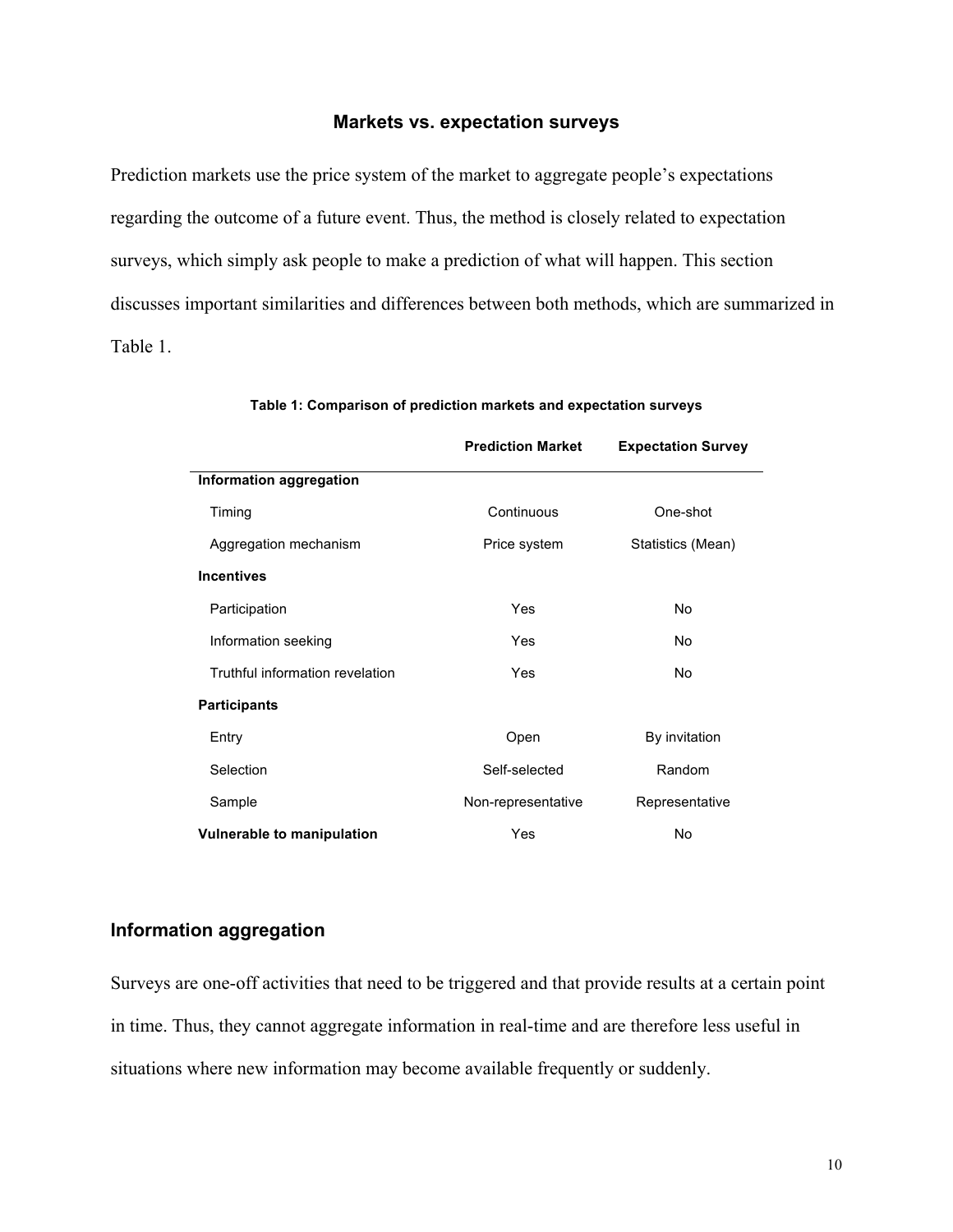## Markets vs. expectation surveys

Prediction markets use the price system of the market to aggregate people's expectations regarding the outcome of a future event. Thus, the method is closely related to expectation surveys, which simply ask people to make a prediction of what will happen. This section discusses important similarities and differences between both methods, which are summarized in Table 1.

**Table 1: Comparison of prediction markets and expectation surveys**

| | Prediction Market | Expectation Survey |
|---|---|---|
| **Information aggregation** | | |
| Timing | Continuous | One-shot |
| Aggregation mechanism | Price system | Statistics (Mean) |
| **Incentives** | | |
| Participation | Yes | No |
| Information seeking | Yes | No |
| Truthful information revelation | Yes | No |
| **Participants** | | |
| Entry | Open | By invitation |
| Selection | Self-selected | Random |
| Sample | Non-representative | Representative |
| **Vulnerable to manipulation** | Yes | No |

### Information aggregation

Surveys are one-off activities that need to be triggered and that provide results at a certain point in time. Thus, they cannot aggregate information in real-time and are therefore less useful in situations where new information may become available frequently or suddenly.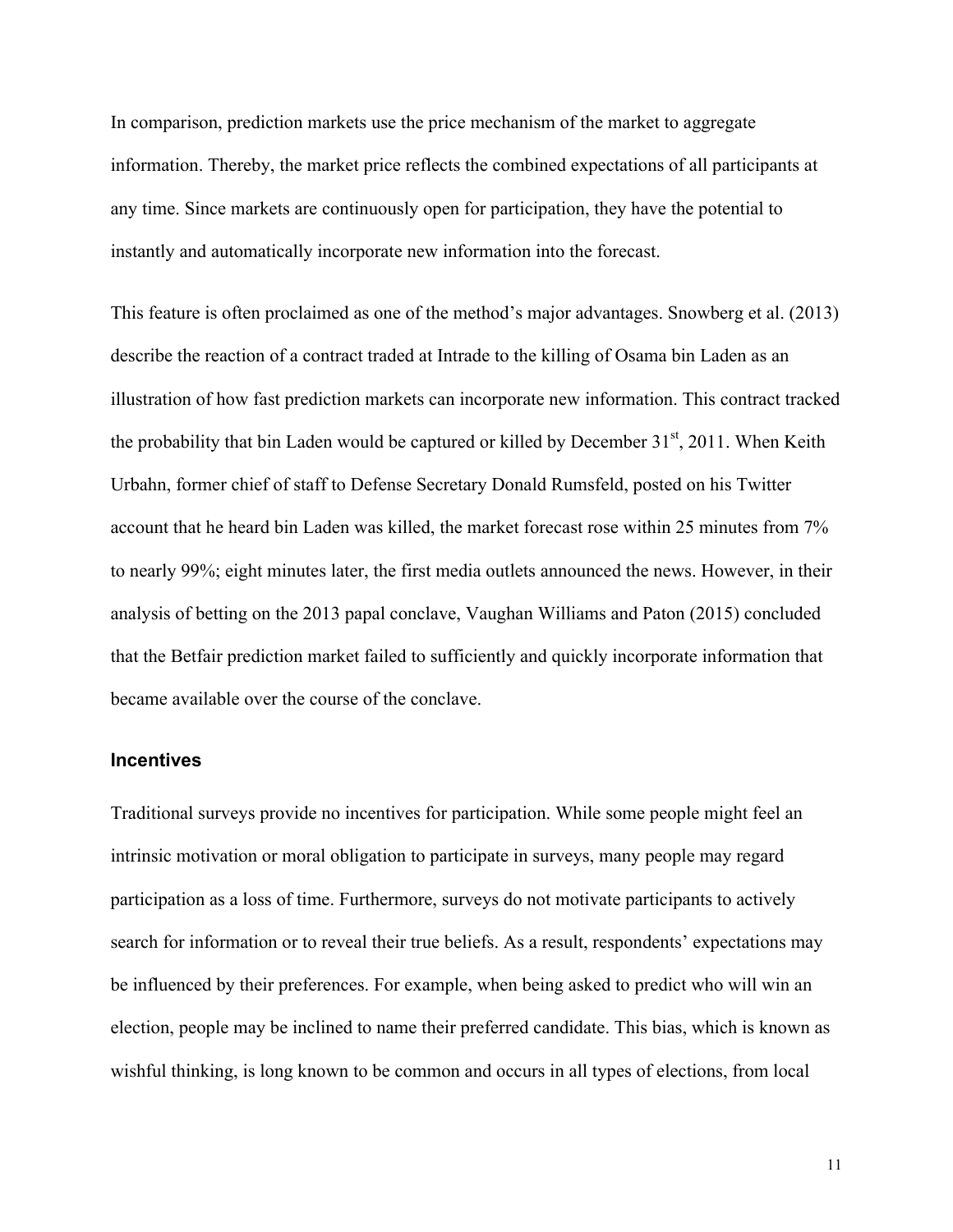In comparison, prediction markets use the price mechanism of the market to aggregate information. Thereby, the market price reflects the combined expectations of all participants at any time. Since markets are continuously open for participation, they have the potential to instantly and automatically incorporate new information into the forecast.

This feature is often proclaimed as one of the method's major advantages. Snowberg et al. (2013) describe the reaction of a contract traded at Intrade to the killing of Osama bin Laden as an illustration of how fast prediction markets can incorporate new information. This contract tracked the probability that bin Laden would be captured or killed by December 31st, 2011. When Keith Urbahn, former chief of staff to Defense Secretary Donald Rumsfeld, posted on his Twitter account that he heard bin Laden was killed, the market forecast rose within 25 minutes from 7% to nearly 99%; eight minutes later, the first media outlets announced the news. However, in their analysis of betting on the 2013 papal conclave, Vaughan Williams and Paton (2015) concluded that the Betfair prediction market failed to sufficiently and quickly incorporate information that became available over the course of the conclave.

### Incentives

Traditional surveys provide no incentives for participation. While some people might feel an intrinsic motivation or moral obligation to participate in surveys, many people may regard participation as a loss of time. Furthermore, surveys do not motivate participants to actively search for information or to reveal their true beliefs. As a result, respondents' expectations may be influenced by their preferences. For example, when being asked to predict who will win an election, people may be inclined to name their preferred candidate. This bias, which is known as wishful thinking, is long known to be common and occurs in all types of elections, from local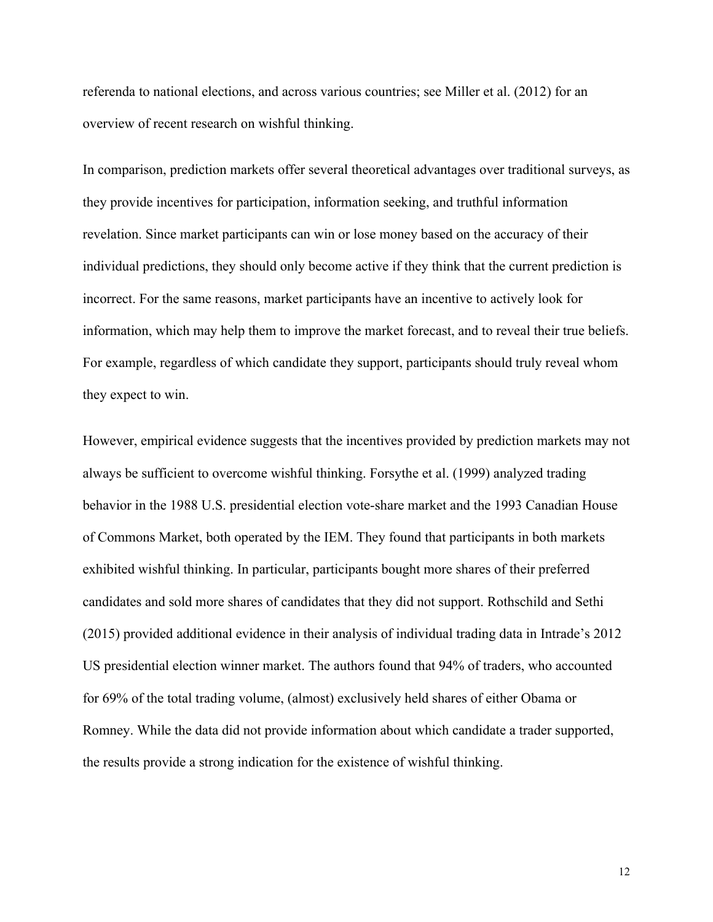referenda to national elections, and across various countries; see Miller et al. (2012) for an overview of recent research on wishful thinking.

In comparison, prediction markets offer several theoretical advantages over traditional surveys, as they provide incentives for participation, information seeking, and truthful information revelation. Since market participants can win or lose money based on the accuracy of their individual predictions, they should only become active if they think that the current prediction is incorrect. For the same reasons, market participants have an incentive to actively look for information, which may help them to improve the market forecast, and to reveal their true beliefs. For example, regardless of which candidate they support, participants should truly reveal whom they expect to win.

However, empirical evidence suggests that the incentives provided by prediction markets may not always be sufficient to overcome wishful thinking. Forsythe et al. (1999) analyzed trading behavior in the 1988 U.S. presidential election vote-share market and the 1993 Canadian House of Commons Market, both operated by the IEM. They found that participants in both markets exhibited wishful thinking. In particular, participants bought more shares of their preferred candidates and sold more shares of candidates that they did not support. Rothschild and Sethi (2015) provided additional evidence in their analysis of individual trading data in Intrade's 2012 US presidential election winner market. The authors found that 94% of traders, who accounted for 69% of the total trading volume, (almost) exclusively held shares of either Obama or Romney. While the data did not provide information about which candidate a trader supported, the results provide a strong indication for the existence of wishful thinking.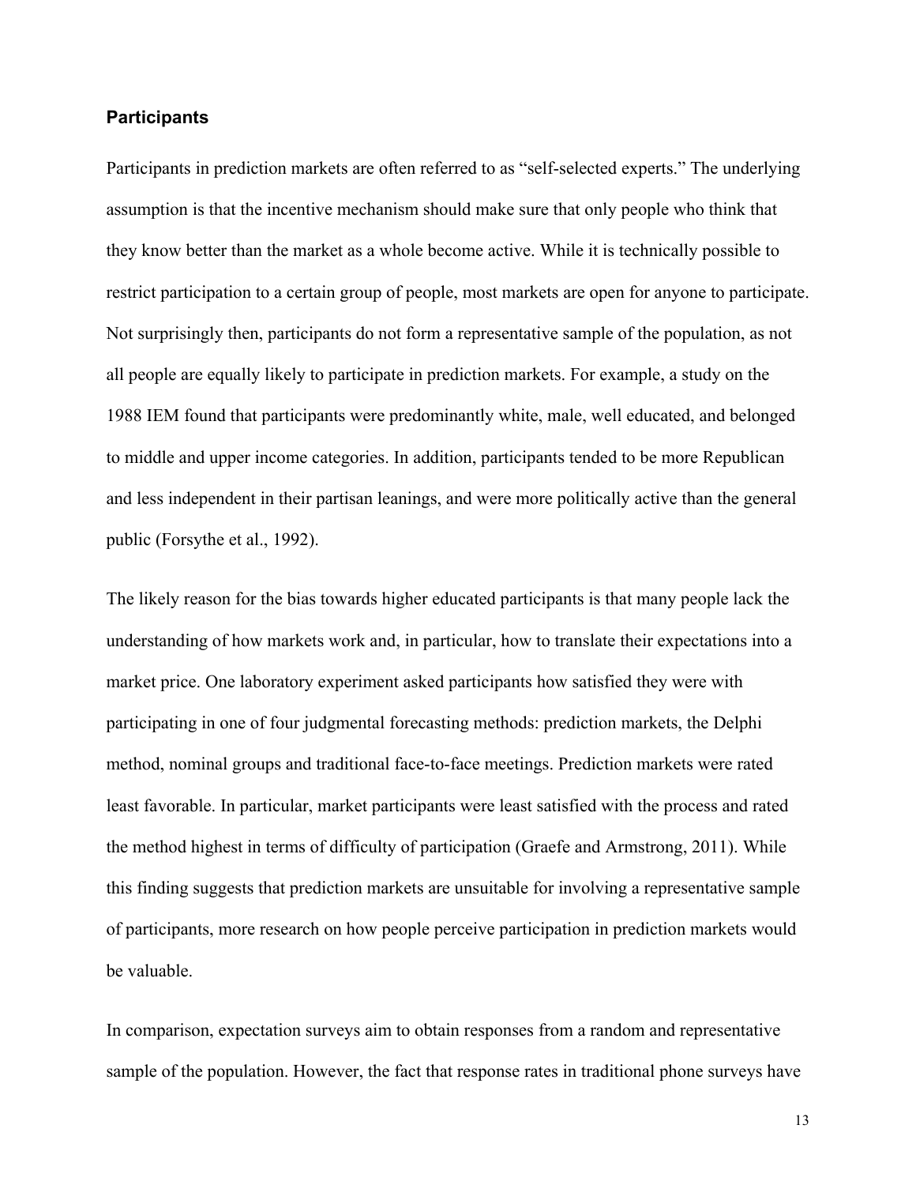### Participants

Participants in prediction markets are often referred to as “self-selected experts.” The underlying assumption is that the incentive mechanism should make sure that only people who think that they know better than the market as a whole become active. While it is technically possible to restrict participation to a certain group of people, most markets are open for anyone to participate. Not surprisingly then, participants do not form a representative sample of the population, as not all people are equally likely to participate in prediction markets. For example, a study on the 1988 IEM found that participants were predominantly white, male, well educated, and belonged to middle and upper income categories. In addition, participants tended to be more Republican and less independent in their partisan leanings, and were more politically active than the general public (Forsythe et al., 1992).

The likely reason for the bias towards higher educated participants is that many people lack the understanding of how markets work and, in particular, how to translate their expectations into a market price. One laboratory experiment asked participants how satisfied they were with participating in one of four judgmental forecasting methods: prediction markets, the Delphi method, nominal groups and traditional face-to-face meetings. Prediction markets were rated least favorable. In particular, market participants were least satisfied with the process and rated the method highest in terms of difficulty of participation (Graefe and Armstrong, 2011). While this finding suggests that prediction markets are unsuitable for involving a representative sample of participants, more research on how people perceive participation in prediction markets would be valuable.

In comparison, expectation surveys aim to obtain responses from a random and representative sample of the population. However, the fact that response rates in traditional phone surveys have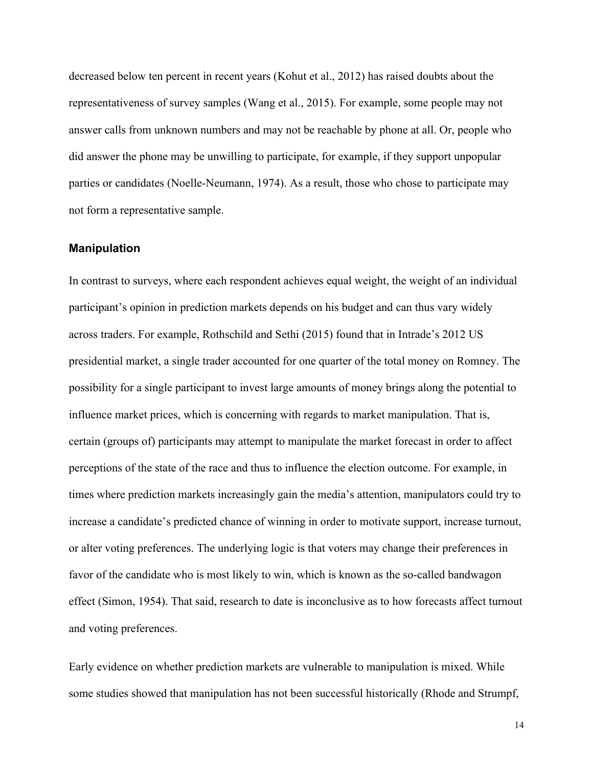decreased below ten percent in recent years (Kohut et al., 2012) has raised doubts about the representativeness of survey samples (Wang et al., 2015). For example, some people may not answer calls from unknown numbers and may not be reachable by phone at all. Or, people who did answer the phone may be unwilling to participate, for example, if they support unpopular parties or candidates (Noelle-Neumann, 1974). As a result, those who chose to participate may not form a representative sample.

### Manipulation

In contrast to surveys, where each respondent achieves equal weight, the weight of an individual participant's opinion in prediction markets depends on his budget and can thus vary widely across traders. For example, Rothschild and Sethi (2015) found that in Intrade's 2012 US presidential market, a single trader accounted for one quarter of the total money on Romney. The possibility for a single participant to invest large amounts of money brings along the potential to influence market prices, which is concerning with regards to market manipulation. That is, certain (groups of) participants may attempt to manipulate the market forecast in order to affect perceptions of the state of the race and thus to influence the election outcome. For example, in times where prediction markets increasingly gain the media's attention, manipulators could try to increase a candidate's predicted chance of winning in order to motivate support, increase turnout, or alter voting preferences. The underlying logic is that voters may change their preferences in favor of the candidate who is most likely to win, which is known as the so-called bandwagon effect (Simon, 1954). That said, research to date is inconclusive as to how forecasts affect turnout and voting preferences.

Early evidence on whether prediction markets are vulnerable to manipulation is mixed. While some studies showed that manipulation has not been successful historically (Rhode and Strumpf,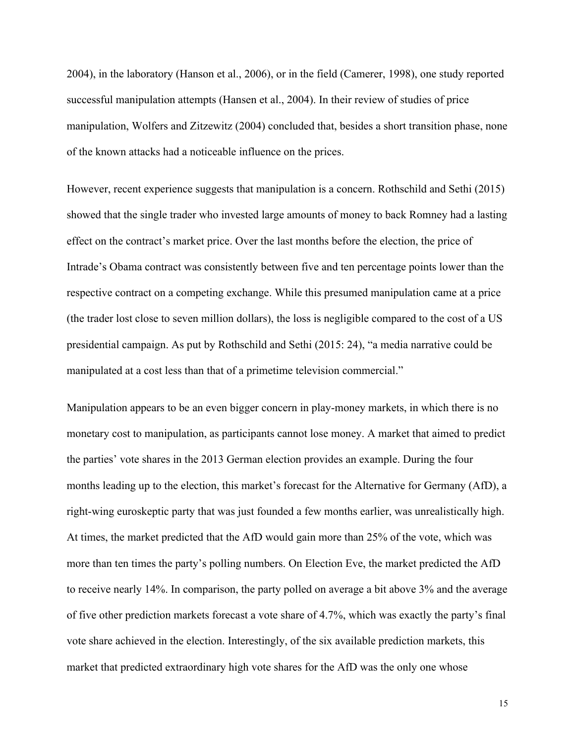2004), in the laboratory (Hanson et al., 2006), or in the field (Camerer, 1998), one study reported successful manipulation attempts (Hansen et al., 2004). In their review of studies of price manipulation, Wolfers and Zitzewitz (2004) concluded that, besides a short transition phase, none of the known attacks had a noticeable influence on the prices.

However, recent experience suggests that manipulation is a concern. Rothschild and Sethi (2015) showed that the single trader who invested large amounts of money to back Romney had a lasting effect on the contract's market price. Over the last months before the election, the price of Intrade's Obama contract was consistently between five and ten percentage points lower than the respective contract on a competing exchange. While this presumed manipulation came at a price (the trader lost close to seven million dollars), the loss is negligible compared to the cost of a US presidential campaign. As put by Rothschild and Sethi (2015: 24), "a media narrative could be manipulated at a cost less than that of a primetime television commercial."

Manipulation appears to be an even bigger concern in play-money markets, in which there is no monetary cost to manipulation, as participants cannot lose money. A market that aimed to predict the parties' vote shares in the 2013 German election provides an example. During the four months leading up to the election, this market's forecast for the Alternative for Germany (AfD), a right-wing euroskeptic party that was just founded a few months earlier, was unrealistically high. At times, the market predicted that the AfD would gain more than 25% of the vote, which was more than ten times the party's polling numbers. On Election Eve, the market predicted the AfD to receive nearly 14%. In comparison, the party polled on average a bit above 3% and the average of five other prediction markets forecast a vote share of 4.7%, which was exactly the party's final vote share achieved in the election. Interestingly, of the six available prediction markets, this market that predicted extraordinary high vote shares for the AfD was the only one whose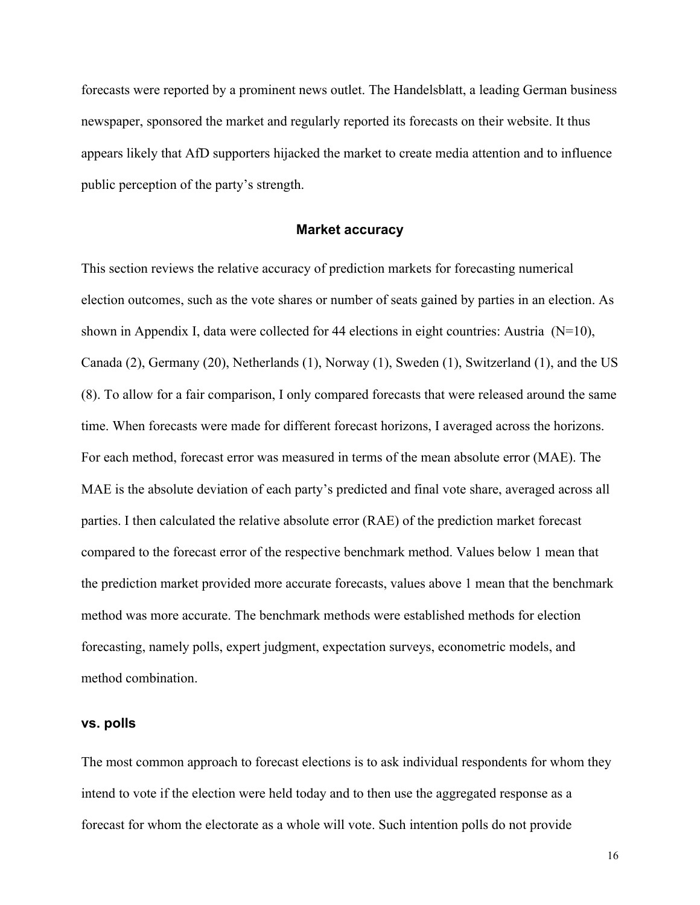forecasts were reported by a prominent news outlet. The Handelsblatt, a leading German business newspaper, sponsored the market and regularly reported its forecasts on their website. It thus appears likely that AfD supporters hijacked the market to create media attention and to influence public perception of the party's strength.

## Market accuracy

This section reviews the relative accuracy of prediction markets for forecasting numerical election outcomes, such as the vote shares or number of seats gained by parties in an election. As shown in Appendix I, data were collected for 44 elections in eight countries: Austria (N=10), Canada (2), Germany (20), Netherlands (1), Norway (1), Sweden (1), Switzerland (1), and the US (8). To allow for a fair comparison, I only compared forecasts that were released around the same time. When forecasts were made for different forecast horizons, I averaged across the horizons. For each method, forecast error was measured in terms of the mean absolute error (MAE). The MAE is the absolute deviation of each party's predicted and final vote share, averaged across all parties. I then calculated the relative absolute error (RAE) of the prediction market forecast compared to the forecast error of the respective benchmark method. Values below 1 mean that the prediction market provided more accurate forecasts, values above 1 mean that the benchmark method was more accurate. The benchmark methods were established methods for election forecasting, namely polls, expert judgment, expectation surveys, econometric models, and method combination.

### vs. polls

The most common approach to forecast elections is to ask individual respondents for whom they intend to vote if the election were held today and to then use the aggregated response as a forecast for whom the electorate as a whole will vote. Such intention polls do not provide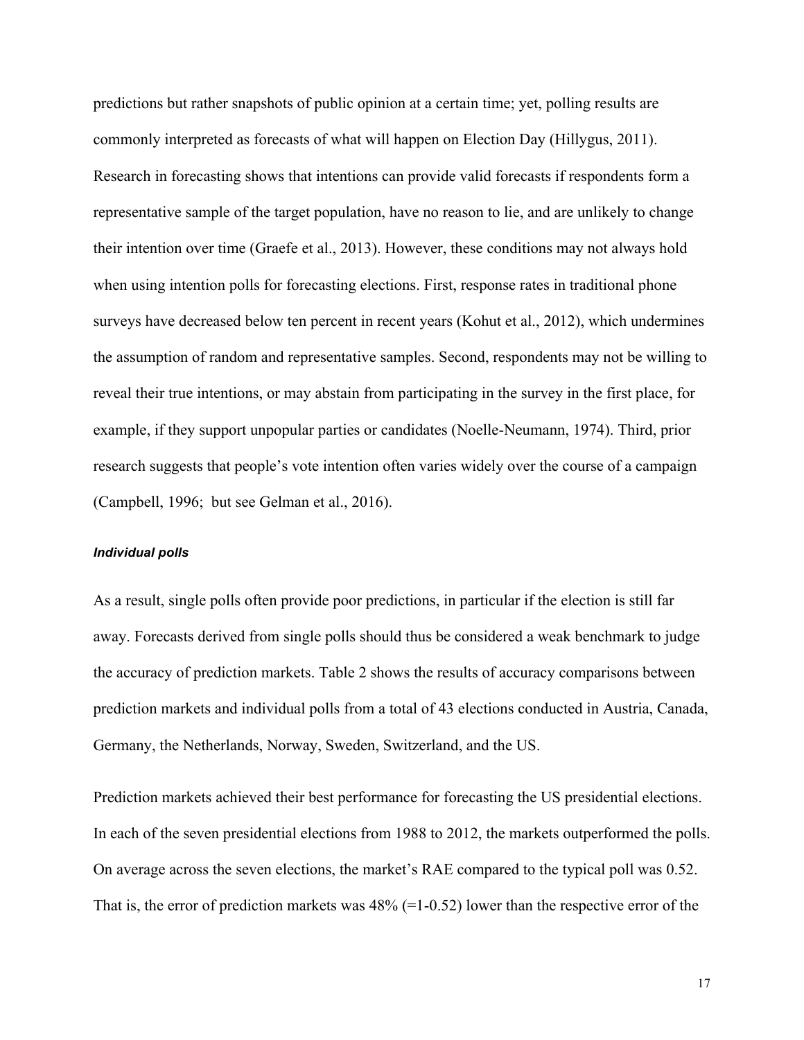predictions but rather snapshots of public opinion at a certain time; yet, polling results are commonly interpreted as forecasts of what will happen on Election Day (Hillygus, 2011). Research in forecasting shows that intentions can provide valid forecasts if respondents form a representative sample of the target population, have no reason to lie, and are unlikely to change their intention over time (Graefe et al., 2013). However, these conditions may not always hold when using intention polls for forecasting elections. First, response rates in traditional phone surveys have decreased below ten percent in recent years (Kohut et al., 2012), which undermines the assumption of random and representative samples. Second, respondents may not be willing to reveal their true intentions, or may abstain from participating in the survey in the first place, for example, if they support unpopular parties or candidates (Noelle-Neumann, 1974). Third, prior research suggests that people's vote intention often varies widely over the course of a campaign (Campbell, 1996; but see Gelman et al., 2016).

#### *Individual polls*

As a result, single polls often provide poor predictions, in particular if the election is still far away. Forecasts derived from single polls should thus be considered a weak benchmark to judge the accuracy of prediction markets. Table 2 shows the results of accuracy comparisons between prediction markets and individual polls from a total of 43 elections conducted in Austria, Canada, Germany, the Netherlands, Norway, Sweden, Switzerland, and the US.

Prediction markets achieved their best performance for forecasting the US presidential elections. In each of the seven presidential elections from 1988 to 2012, the markets outperformed the polls. On average across the seven elections, the market's RAE compared to the typical poll was 0.52. That is, the error of prediction markets was 48% (=1-0.52) lower than the respective error of the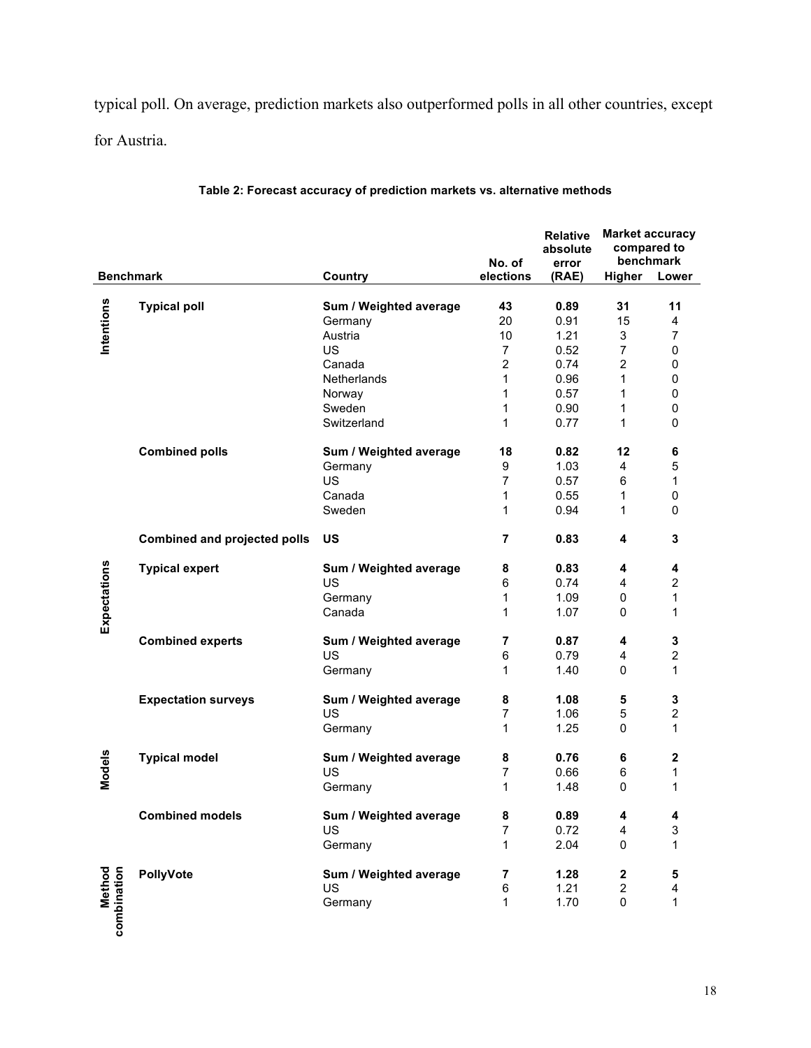typical poll. On average, prediction markets also outperformed polls in all other countries, except for Austria.

**Table 2: Forecast accuracy of prediction markets vs. alternative methods**

| | Benchmark | Country | No. of elections | Relative absolute error (RAE) | Market accuracy compared to benchmark | |
|---|---|---|---|---|---|---|
| | | | | | Higher | Lower |
| Intentions | **Typical poll** | **Sum / Weighted average** | **43** | **0.89** | **31** | **11** |
| | | Germany | 20 | 0.91 | 15 | 4 |
| | | Austria | 10 | 1.21 | 3 | 7 |
| | | US | 7 | 0.52 | 7 | 0 |
| | | Canada | 2 | 0.74 | 2 | 0 |
| | | Netherlands | 1 | 0.96 | 1 | 0 |
| | | Norway | 1 | 0.57 | 1 | 0 |
| | | Sweden | 1 | 0.90 | 1 | 0 |
| | | Switzerland | 1 | 0.77 | 1 | 0 |
| | **Combined polls** | **Sum / Weighted average** | **18** | **0.82** | **12** | **6** |
| | | Germany | 9 | 1.03 | 4 | 5 |
| | | US | 7 | 0.57 | 6 | 1 |
| | | Canada | 1 | 0.55 | 1 | 0 |
| | | Sweden | 1 | 0.94 | 1 | 0 |
| | **Combined and projected polls** | **US** | **7** | **0.83** | **4** | **3** |
| Expectations | **Typical expert** | **Sum / Weighted average** | **8** | **0.83** | **4** | **4** |
| | | US | 6 | 0.74 | 4 | 2 |
| | | Germany | 1 | 1.09 | 0 | 1 |
| | | Canada | 1 | 1.07 | 0 | 1 |
| | **Combined experts** | **Sum / Weighted average** | **7** | **0.87** | **4** | **3** |
| | | US | 6 | 0.79 | 4 | 2 |
| | | Germany | 1 | 1.40 | 0 | 1 |
| | **Expectation surveys** | **Sum / Weighted average** | **8** | **1.08** | **5** | **3** |
| | | US | 7 | 1.06 | 5 | 2 |
| | | Germany | 1 | 1.25 | 0 | 1 |
| Models | **Typical model** | **Sum / Weighted average** | **8** | **0.76** | **6** | **2** |
| | | US | 7 | 0.66 | 6 | 1 |
| | | Germany | 1 | 1.48 | 0 | 1 |
| | **Combined models** | **Sum / Weighted average** | **8** | **0.89** | **4** | **4** |
| | | US | 7 | 0.72 | 4 | 3 |
| | | Germany | 1 | 2.04 | 0 | 1 |
| Method combination | **PollyVote** | **Sum / Weighted average** | **7** | **1.28** | **2** | **5** |
| | | US | 6 | 1.21 | 2 | 4 |
| | | Germany | 1 | 1.70 | 0 | 1 |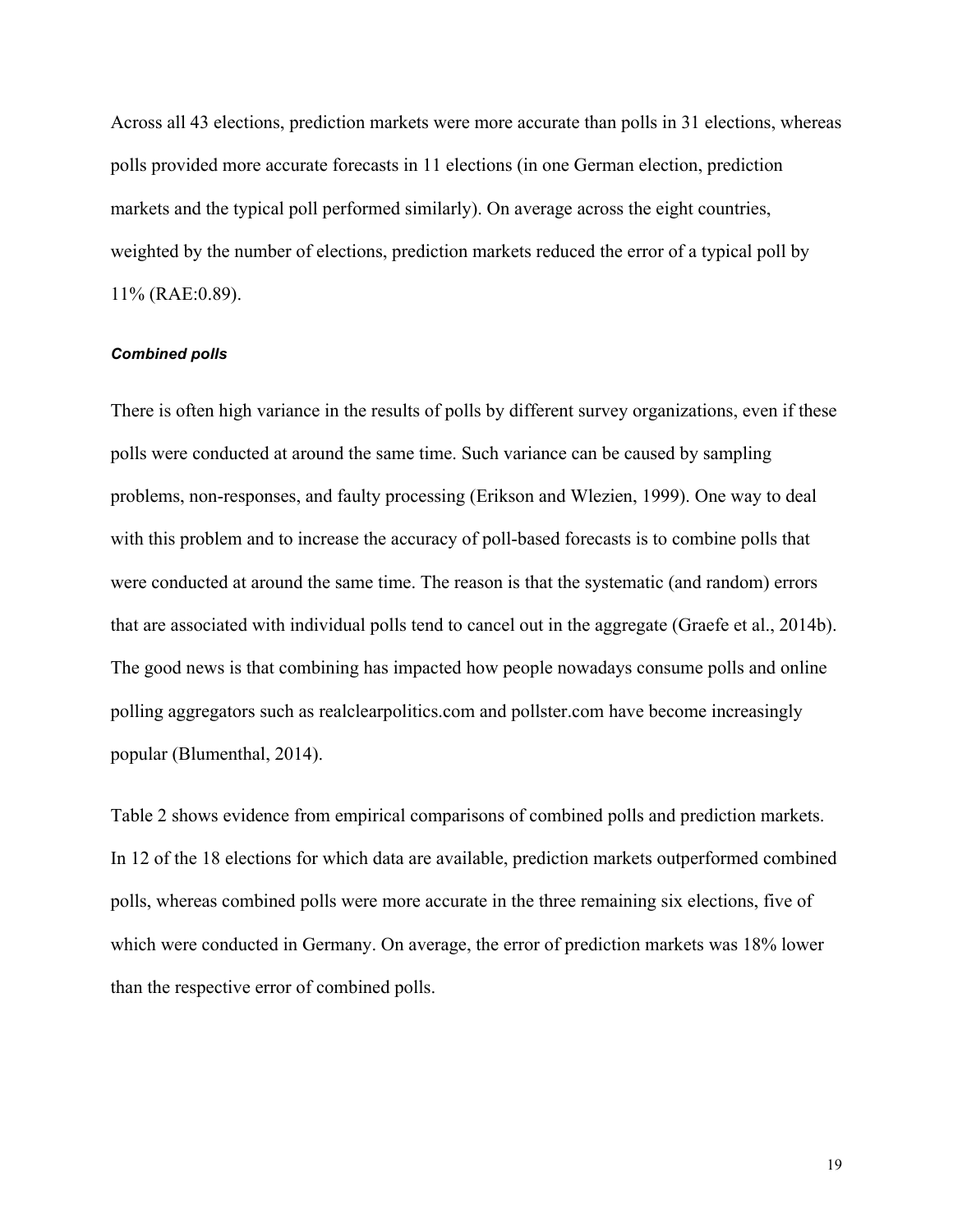Across all 43 elections, prediction markets were more accurate than polls in 31 elections, whereas polls provided more accurate forecasts in 11 elections (in one German election, prediction markets and the typical poll performed similarly). On average across the eight countries, weighted by the number of elections, prediction markets reduced the error of a typical poll by 11% (RAE:0.89).

#### *Combined polls*

There is often high variance in the results of polls by different survey organizations, even if these polls were conducted at around the same time. Such variance can be caused by sampling problems, non-responses, and faulty processing (Erikson and Wlezien, 1999). One way to deal with this problem and to increase the accuracy of poll-based forecasts is to combine polls that were conducted at around the same time. The reason is that the systematic (and random) errors that are associated with individual polls tend to cancel out in the aggregate (Graefe et al., 2014b). The good news is that combining has impacted how people nowadays consume polls and online polling aggregators such as realclearpolitics.com and pollster.com have become increasingly popular (Blumenthal, 2014).

Table 2 shows evidence from empirical comparisons of combined polls and prediction markets. In 12 of the 18 elections for which data are available, prediction markets outperformed combined polls, whereas combined polls were more accurate in the three remaining six elections, five of which were conducted in Germany. On average, the error of prediction markets was 18% lower than the respective error of combined polls.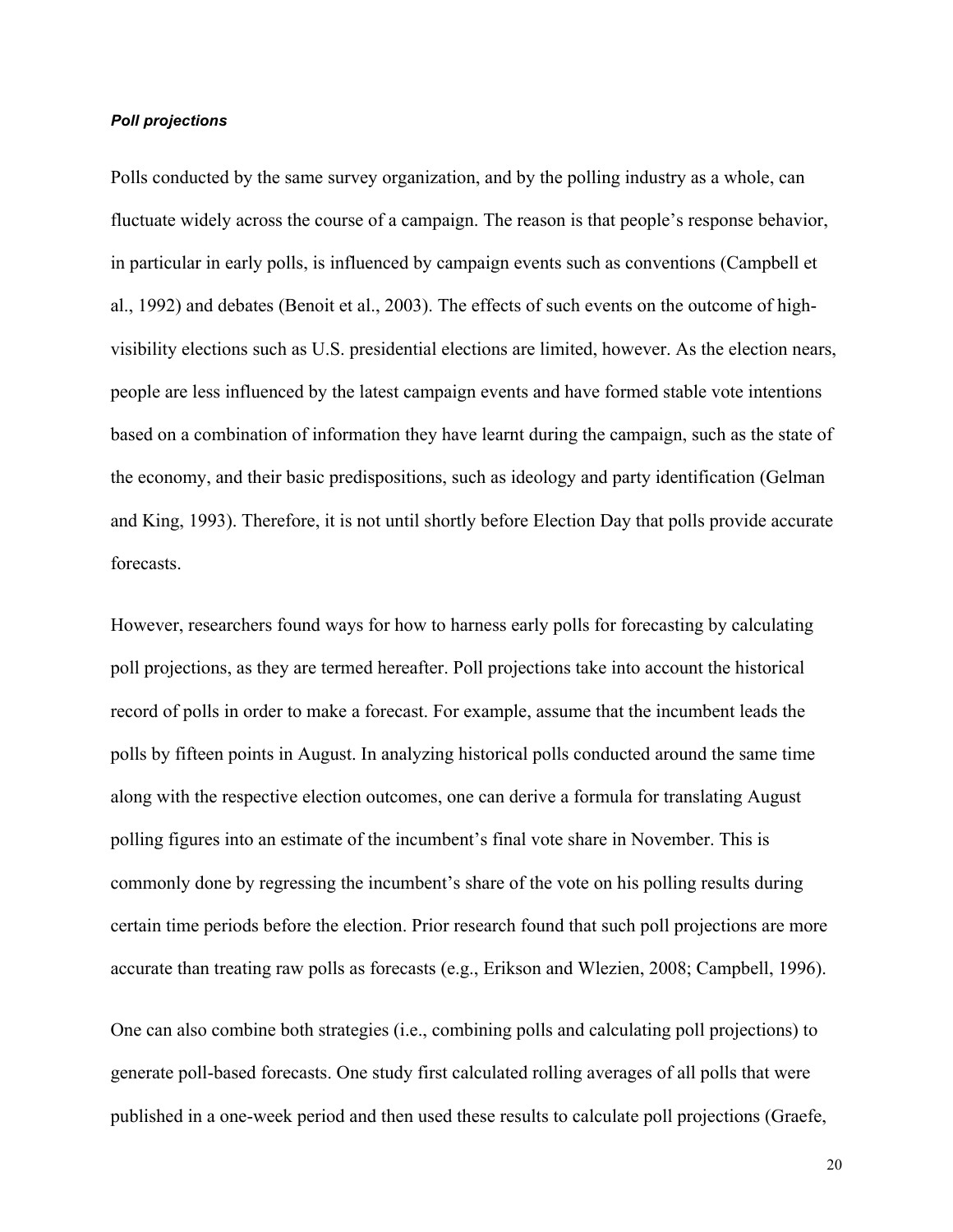***Poll projections***

Polls conducted by the same survey organization, and by the polling industry as a whole, can fluctuate widely across the course of a campaign. The reason is that people's response behavior, in particular in early polls, is influenced by campaign events such as conventions (Campbell et al., 1992) and debates (Benoit et al., 2003). The effects of such events on the outcome of high-visibility elections such as U.S. presidential elections are limited, however. As the election nears, people are less influenced by the latest campaign events and have formed stable vote intentions based on a combination of information they have learnt during the campaign, such as the state of the economy, and their basic predispositions, such as ideology and party identification (Gelman and King, 1993). Therefore, it is not until shortly before Election Day that polls provide accurate forecasts.

However, researchers found ways for how to harness early polls for forecasting by calculating poll projections, as they are termed hereafter. Poll projections take into account the historical record of polls in order to make a forecast. For example, assume that the incumbent leads the polls by fifteen points in August. In analyzing historical polls conducted around the same time along with the respective election outcomes, one can derive a formula for translating August polling figures into an estimate of the incumbent's final vote share in November. This is commonly done by regressing the incumbent's share of the vote on his polling results during certain time periods before the election. Prior research found that such poll projections are more accurate than treating raw polls as forecasts (e.g., Erikson and Wlezien, 2008; Campbell, 1996).

One can also combine both strategies (i.e., combining polls and calculating poll projections) to generate poll-based forecasts. One study first calculated rolling averages of all polls that were published in a one-week period and then used these results to calculate poll projections (Graefe,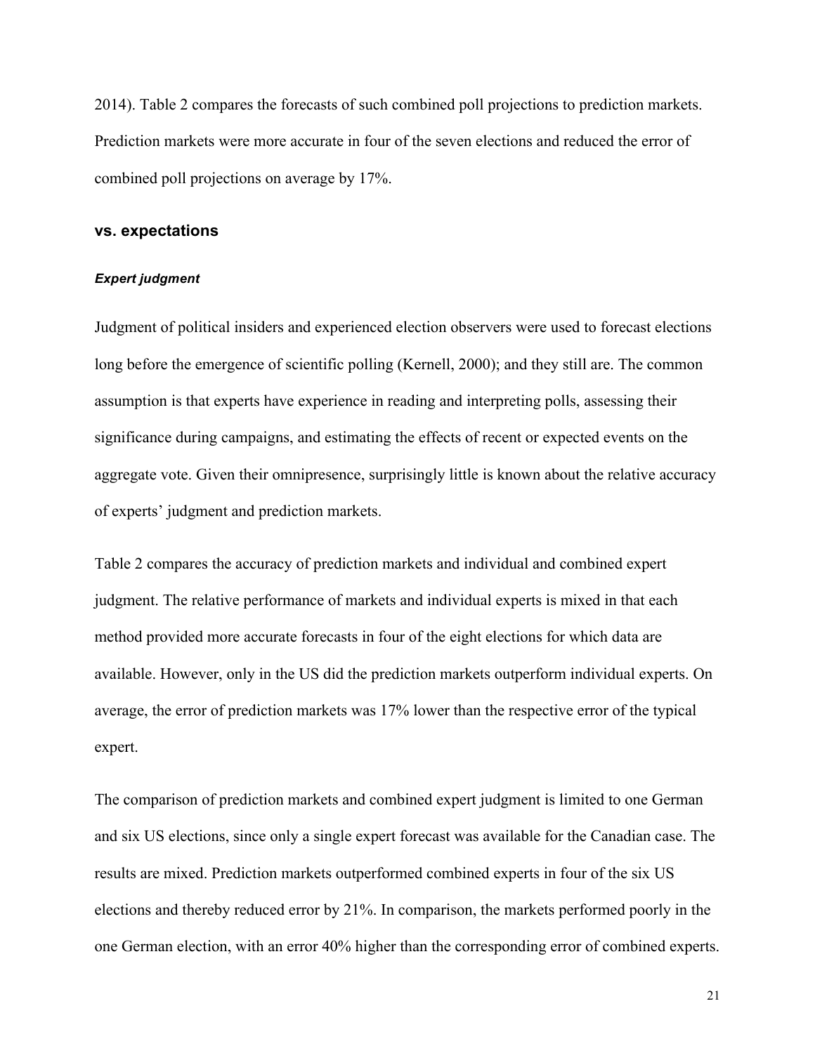2014). Table 2 compares the forecasts of such combined poll projections to prediction markets. Prediction markets were more accurate in four of the seven elections and reduced the error of combined poll projections on average by 17%.

## vs. expectations

### *Expert judgment*

Judgment of political insiders and experienced election observers were used to forecast elections long before the emergence of scientific polling (Kernell, 2000); and they still are. The common assumption is that experts have experience in reading and interpreting polls, assessing their significance during campaigns, and estimating the effects of recent or expected events on the aggregate vote. Given their omnipresence, surprisingly little is known about the relative accuracy of experts' judgment and prediction markets.

Table 2 compares the accuracy of prediction markets and individual and combined expert judgment. The relative performance of markets and individual experts is mixed in that each method provided more accurate forecasts in four of the eight elections for which data are available. However, only in the US did the prediction markets outperform individual experts. On average, the error of prediction markets was 17% lower than the respective error of the typical expert.

The comparison of prediction markets and combined expert judgment is limited to one German and six US elections, since only a single expert forecast was available for the Canadian case. The results are mixed. Prediction markets outperformed combined experts in four of the six US elections and thereby reduced error by 21%. In comparison, the markets performed poorly in the one German election, with an error 40% higher than the corresponding error of combined experts.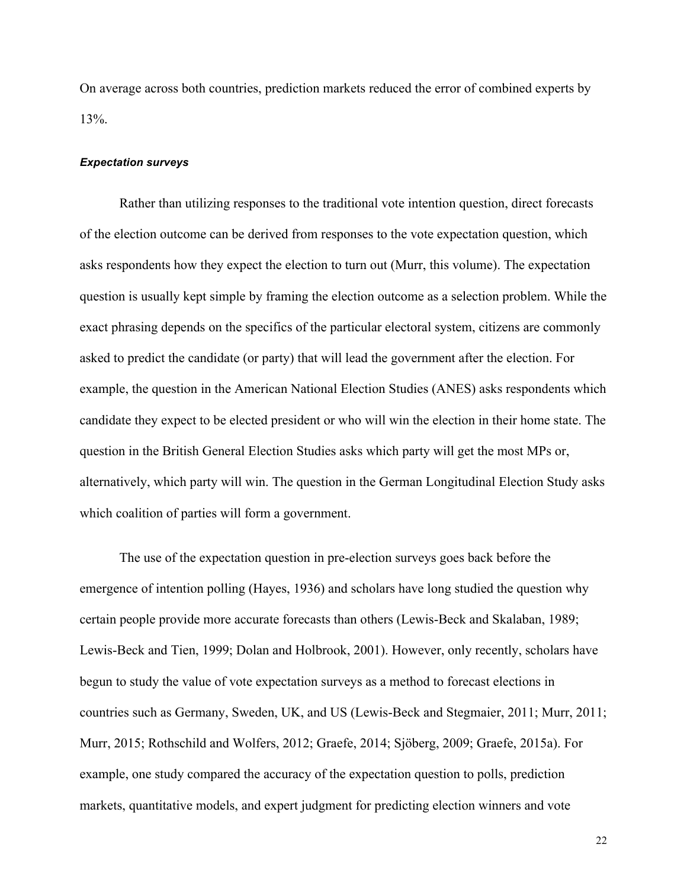On average across both countries, prediction markets reduced the error of combined experts by 13%.

#### ***Expectation surveys***

Rather than utilizing responses to the traditional vote intention question, direct forecasts of the election outcome can be derived from responses to the vote expectation question, which asks respondents how they expect the election to turn out (Murr, this volume). The expectation question is usually kept simple by framing the election outcome as a selection problem. While the exact phrasing depends on the specifics of the particular electoral system, citizens are commonly asked to predict the candidate (or party) that will lead the government after the election. For example, the question in the American National Election Studies (ANES) asks respondents which candidate they expect to be elected president or who will win the election in their home state. The question in the British General Election Studies asks which party will get the most MPs or, alternatively, which party will win. The question in the German Longitudinal Election Study asks which coalition of parties will form a government.

The use of the expectation question in pre-election surveys goes back before the emergence of intention polling (Hayes, 1936) and scholars have long studied the question why certain people provide more accurate forecasts than others (Lewis-Beck and Skalaban, 1989; Lewis-Beck and Tien, 1999; Dolan and Holbrook, 2001). However, only recently, scholars have begun to study the value of vote expectation surveys as a method to forecast elections in countries such as Germany, Sweden, UK, and US (Lewis-Beck and Stegmaier, 2011; Murr, 2011; Murr, 2015; Rothschild and Wolfers, 2012; Graefe, 2014; Sjöberg, 2009; Graefe, 2015a). For example, one study compared the accuracy of the expectation question to polls, prediction markets, quantitative models, and expert judgment for predicting election winners and vote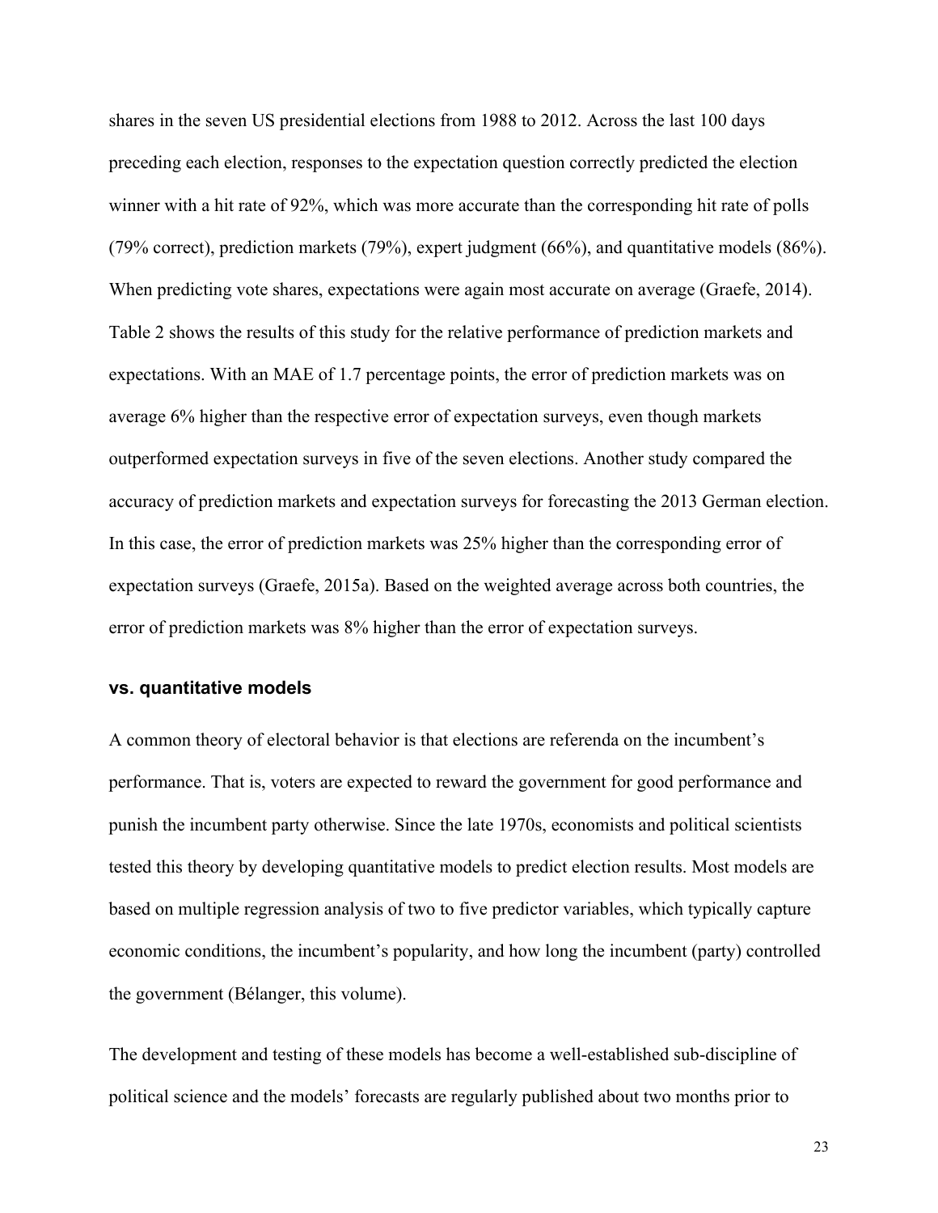shares in the seven US presidential elections from 1988 to 2012. Across the last 100 days preceding each election, responses to the expectation question correctly predicted the election winner with a hit rate of 92%, which was more accurate than the corresponding hit rate of polls (79% correct), prediction markets (79%), expert judgment (66%), and quantitative models (86%). When predicting vote shares, expectations were again most accurate on average (Graefe, 2014). Table 2 shows the results of this study for the relative performance of prediction markets and expectations. With an MAE of 1.7 percentage points, the error of prediction markets was on average 6% higher than the respective error of expectation surveys, even though markets outperformed expectation surveys in five of the seven elections. Another study compared the accuracy of prediction markets and expectation surveys for forecasting the 2013 German election. In this case, the error of prediction markets was 25% higher than the corresponding error of expectation surveys (Graefe, 2015a). Based on the weighted average across both countries, the error of prediction markets was 8% higher than the error of expectation surveys.

### vs. quantitative models

A common theory of electoral behavior is that elections are referenda on the incumbent's performance. That is, voters are expected to reward the government for good performance and punish the incumbent party otherwise. Since the late 1970s, economists and political scientists tested this theory by developing quantitative models to predict election results. Most models are based on multiple regression analysis of two to five predictor variables, which typically capture economic conditions, the incumbent's popularity, and how long the incumbent (party) controlled the government (Bélanger, this volume).

The development and testing of these models has become a well-established sub-discipline of political science and the models' forecasts are regularly published about two months prior to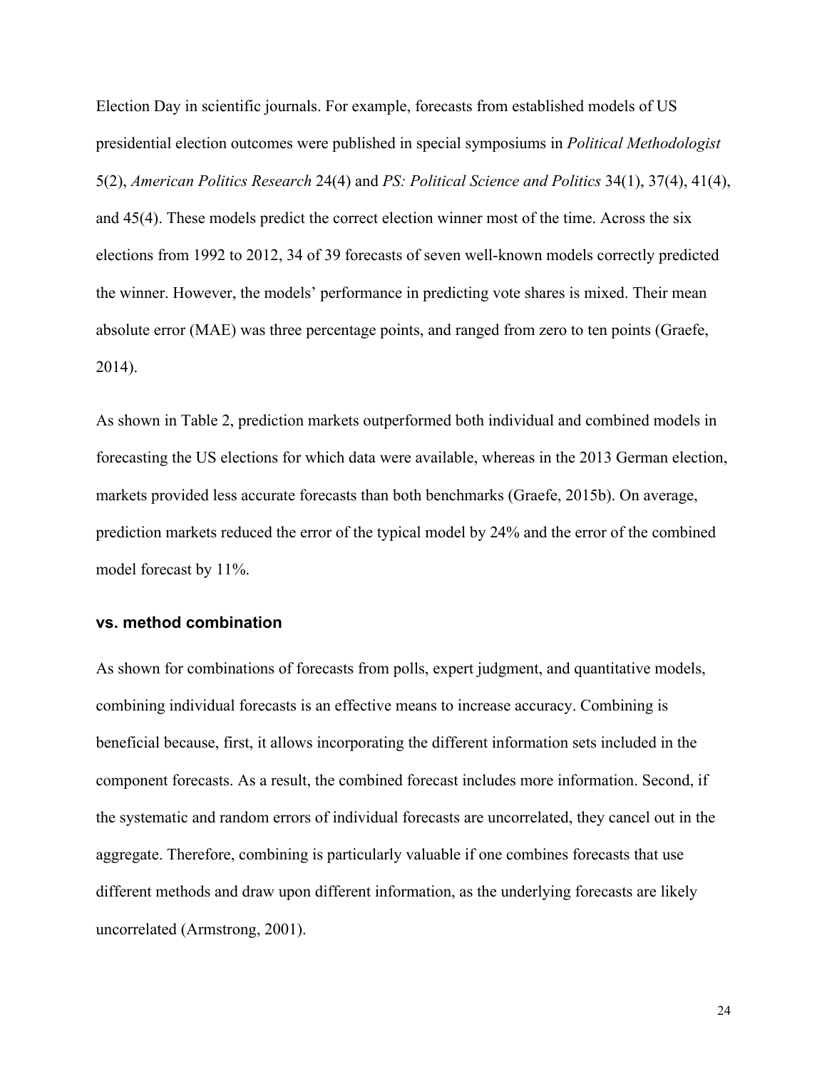Election Day in scientific journals. For example, forecasts from established models of US presidential election outcomes were published in special symposiums in *Political Methodologist* 5(2), *American Politics Research* 24(4) and *PS: Political Science and Politics* 34(1), 37(4), 41(4), and 45(4). These models predict the correct election winner most of the time. Across the six elections from 1992 to 2012, 34 of 39 forecasts of seven well-known models correctly predicted the winner. However, the models' performance in predicting vote shares is mixed. Their mean absolute error (MAE) was three percentage points, and ranged from zero to ten points (Graefe, 2014).

As shown in Table 2, prediction markets outperformed both individual and combined models in forecasting the US elections for which data were available, whereas in the 2013 German election, markets provided less accurate forecasts than both benchmarks (Graefe, 2015b). On average, prediction markets reduced the error of the typical model by 24% and the error of the combined model forecast by 11%.

### vs. method combination

As shown for combinations of forecasts from polls, expert judgment, and quantitative models, combining individual forecasts is an effective means to increase accuracy. Combining is beneficial because, first, it allows incorporating the different information sets included in the component forecasts. As a result, the combined forecast includes more information. Second, if the systematic and random errors of individual forecasts are uncorrelated, they cancel out in the aggregate. Therefore, combining is particularly valuable if one combines forecasts that use different methods and draw upon different information, as the underlying forecasts are likely uncorrelated (Armstrong, 2001).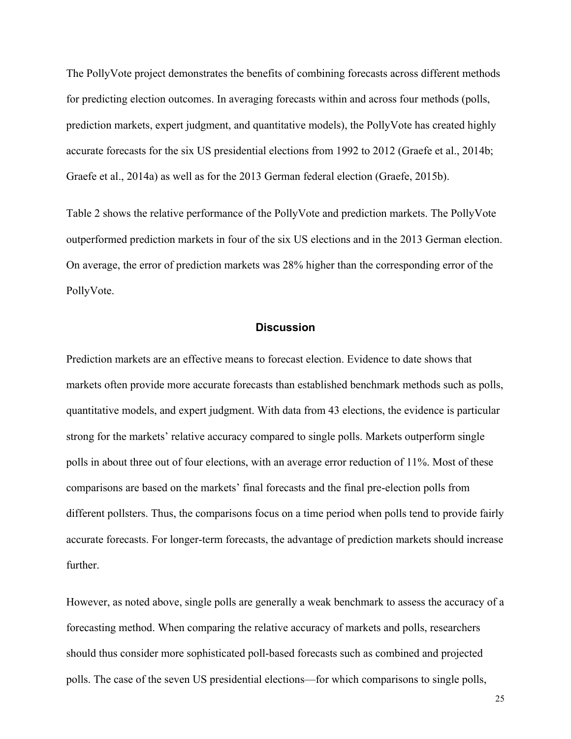The PollyVote project demonstrates the benefits of combining forecasts across different methods for predicting election outcomes. In averaging forecasts within and across four methods (polls, prediction markets, expert judgment, and quantitative models), the PollyVote has created highly accurate forecasts for the six US presidential elections from 1992 to 2012 (Graefe et al., 2014b; Graefe et al., 2014a) as well as for the 2013 German federal election (Graefe, 2015b).

Table 2 shows the relative performance of the PollyVote and prediction markets. The PollyVote outperformed prediction markets in four of the six US elections and in the 2013 German election. On average, the error of prediction markets was 28% higher than the corresponding error of the PollyVote.

## Discussion

Prediction markets are an effective means to forecast election. Evidence to date shows that markets often provide more accurate forecasts than established benchmark methods such as polls, quantitative models, and expert judgment. With data from 43 elections, the evidence is particular strong for the markets' relative accuracy compared to single polls. Markets outperform single polls in about three out of four elections, with an average error reduction of 11%. Most of these comparisons are based on the markets' final forecasts and the final pre-election polls from different pollsters. Thus, the comparisons focus on a time period when polls tend to provide fairly accurate forecasts. For longer-term forecasts, the advantage of prediction markets should increase further.

However, as noted above, single polls are generally a weak benchmark to assess the accuracy of a forecasting method. When comparing the relative accuracy of markets and polls, researchers should thus consider more sophisticated poll-based forecasts such as combined and projected polls. The case of the seven US presidential elections—for which comparisons to single polls,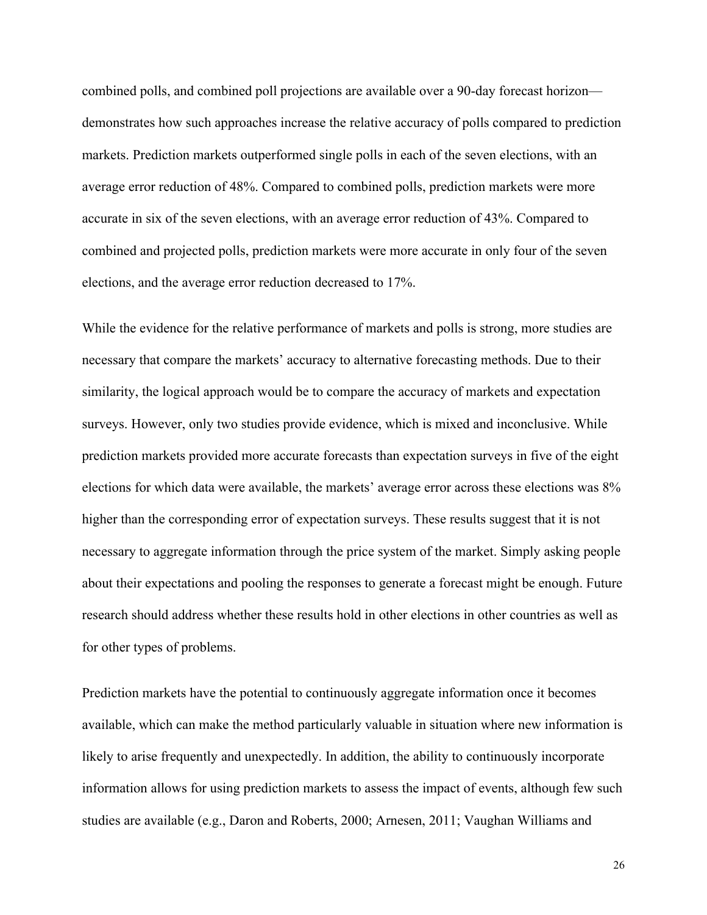combined polls, and combined poll projections are available over a 90-day forecast horizon—demonstrates how such approaches increase the relative accuracy of polls compared to prediction markets. Prediction markets outperformed single polls in each of the seven elections, with an average error reduction of 48%. Compared to combined polls, prediction markets were more accurate in six of the seven elections, with an average error reduction of 43%. Compared to combined and projected polls, prediction markets were more accurate in only four of the seven elections, and the average error reduction decreased to 17%.

While the evidence for the relative performance of markets and polls is strong, more studies are necessary that compare the markets' accuracy to alternative forecasting methods. Due to their similarity, the logical approach would be to compare the accuracy of markets and expectation surveys. However, only two studies provide evidence, which is mixed and inconclusive. While prediction markets provided more accurate forecasts than expectation surveys in five of the eight elections for which data were available, the markets' average error across these elections was 8% higher than the corresponding error of expectation surveys. These results suggest that it is not necessary to aggregate information through the price system of the market. Simply asking people about their expectations and pooling the responses to generate a forecast might be enough. Future research should address whether these results hold in other elections in other countries as well as for other types of problems.

Prediction markets have the potential to continuously aggregate information once it becomes available, which can make the method particularly valuable in situation where new information is likely to arise frequently and unexpectedly. In addition, the ability to continuously incorporate information allows for using prediction markets to assess the impact of events, although few such studies are available (e.g., Daron and Roberts, 2000; Arnesen, 2011; Vaughan Williams and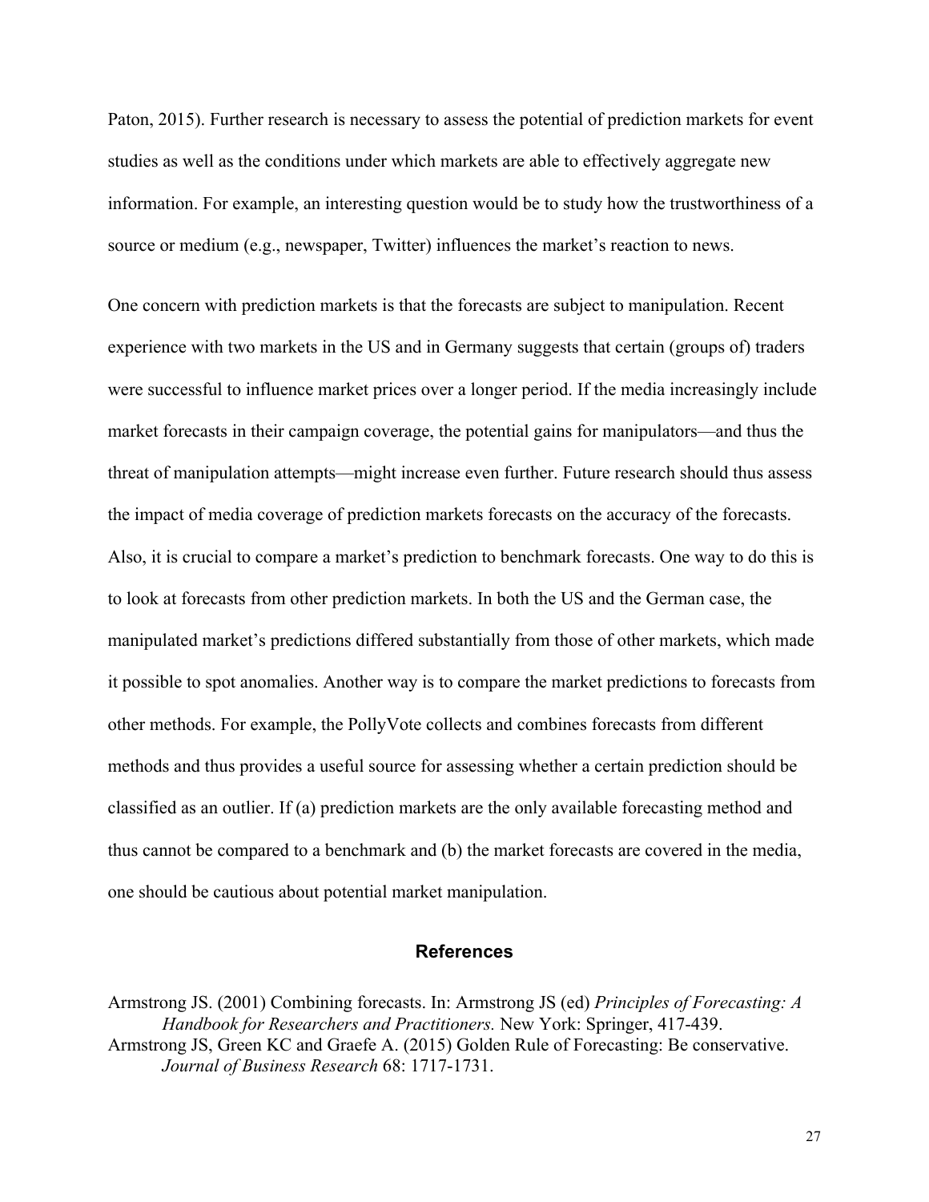Paton, 2015). Further research is necessary to assess the potential of prediction markets for event studies as well as the conditions under which markets are able to effectively aggregate new information. For example, an interesting question would be to study how the trustworthiness of a source or medium (e.g., newspaper, Twitter) influences the market's reaction to news.

One concern with prediction markets is that the forecasts are subject to manipulation. Recent experience with two markets in the US and in Germany suggests that certain (groups of) traders were successful to influence market prices over a longer period. If the media increasingly include market forecasts in their campaign coverage, the potential gains for manipulators—and thus the threat of manipulation attempts—might increase even further. Future research should thus assess the impact of media coverage of prediction markets forecasts on the accuracy of the forecasts. Also, it is crucial to compare a market's prediction to benchmark forecasts. One way to do this is to look at forecasts from other prediction markets. In both the US and the German case, the manipulated market's predictions differed substantially from those of other markets, which made it possible to spot anomalies. Another way is to compare the market predictions to forecasts from other methods. For example, the PollyVote collects and combines forecasts from different methods and thus provides a useful source for assessing whether a certain prediction should be classified as an outlier. If (a) prediction markets are the only available forecasting method and thus cannot be compared to a benchmark and (b) the market forecasts are covered in the media, one should be cautious about potential market manipulation.

## References

Armstrong JS. (2001) Combining forecasts. In: Armstrong JS (ed) *Principles of Forecasting: A Handbook for Researchers and Practitioners.* New York: Springer, 417-439.

Armstrong JS, Green KC and Graefe A. (2015) Golden Rule of Forecasting: Be conservative. *Journal of Business Research* 68: 1717-1731.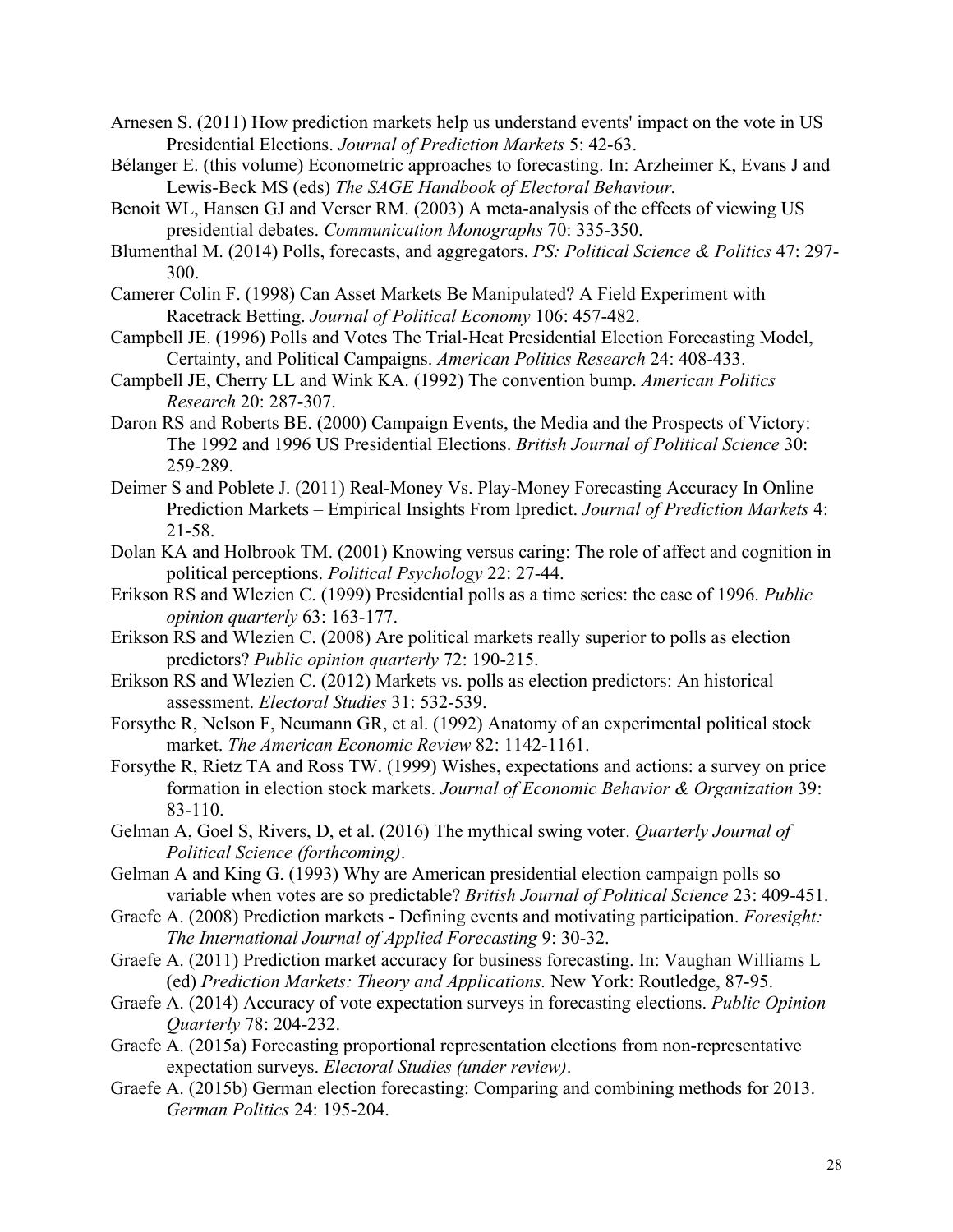Arnesen S. (2011) How prediction markets help us understand events' impact on the vote in US Presidential Elections. *Journal of Prediction Markets* 5: 42-63.

Bélanger E. (this volume) Econometric approaches to forecasting. In: Arzheimer K, Evans J and Lewis-Beck MS (eds) *The SAGE Handbook of Electoral Behaviour.*

Benoit WL, Hansen GJ and Verser RM. (2003) A meta-analysis of the effects of viewing US presidential debates. *Communication Monographs* 70: 335-350.

Blumenthal M. (2014) Polls, forecasts, and aggregators. *PS: Political Science & Politics* 47: 297-300.

Camerer Colin F. (1998) Can Asset Markets Be Manipulated? A Field Experiment with Racetrack Betting. *Journal of Political Economy* 106: 457-482.

Campbell JE. (1996) Polls and Votes The Trial-Heat Presidential Election Forecasting Model, Certainty, and Political Campaigns. *American Politics Research* 24: 408-433.

Campbell JE, Cherry LL and Wink KA. (1992) The convention bump. *American Politics Research* 20: 287-307.

Daron RS and Roberts BE. (2000) Campaign Events, the Media and the Prospects of Victory: The 1992 and 1996 US Presidential Elections. *British Journal of Political Science* 30: 259-289.

Deimer S and Poblete J. (2011) Real-Money Vs. Play-Money Forecasting Accuracy In Online Prediction Markets – Empirical Insights From Ipredict. *Journal of Prediction Markets* 4: 21-58.

Dolan KA and Holbrook TM. (2001) Knowing versus caring: The role of affect and cognition in political perceptions. *Political Psychology* 22: 27-44.

Erikson RS and Wlezien C. (1999) Presidential polls as a time series: the case of 1996. *Public opinion quarterly* 63: 163-177.

Erikson RS and Wlezien C. (2008) Are political markets really superior to polls as election predictors? *Public opinion quarterly* 72: 190-215.

Erikson RS and Wlezien C. (2012) Markets vs. polls as election predictors: An historical assessment. *Electoral Studies* 31: 532-539.

Forsythe R, Nelson F, Neumann GR, et al. (1992) Anatomy of an experimental political stock market. *The American Economic Review* 82: 1142-1161.

Forsythe R, Rietz TA and Ross TW. (1999) Wishes, expectations and actions: a survey on price formation in election stock markets. *Journal of Economic Behavior & Organization* 39: 83-110.

Gelman A, Goel S, Rivers, D, et al. (2016) The mythical swing voter. *Quarterly Journal of Political Science (forthcoming)*.

Gelman A and King G. (1993) Why are American presidential election campaign polls so variable when votes are so predictable? *British Journal of Political Science* 23: 409-451.

Graefe A. (2008) Prediction markets - Defining events and motivating participation. *Foresight: The International Journal of Applied Forecasting* 9: 30-32.

Graefe A. (2011) Prediction market accuracy for business forecasting. In: Vaughan Williams L (ed) *Prediction Markets: Theory and Applications.* New York: Routledge, 87-95.

Graefe A. (2014) Accuracy of vote expectation surveys in forecasting elections. *Public Opinion Quarterly* 78: 204-232.

Graefe A. (2015a) Forecasting proportional representation elections from non-representative expectation surveys. *Electoral Studies (under review)*.

Graefe A. (2015b) German election forecasting: Comparing and combining methods for 2013. *German Politics* 24: 195-204.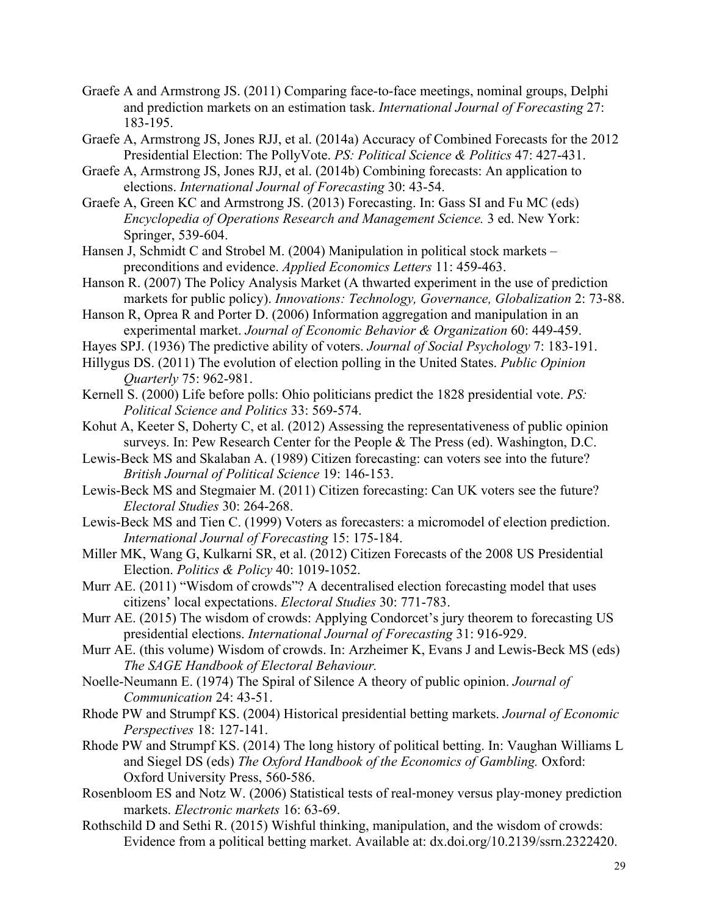Graefe A and Armstrong JS. (2011) Comparing face-to-face meetings, nominal groups, Delphi and prediction markets on an estimation task. *International Journal of Forecasting* 27: 183-195.

Graefe A, Armstrong JS, Jones RJJ, et al. (2014a) Accuracy of Combined Forecasts for the 2012 Presidential Election: The PollyVote. *PS: Political Science & Politics* 47: 427-431.

Graefe A, Armstrong JS, Jones RJJ, et al. (2014b) Combining forecasts: An application to elections. *International Journal of Forecasting* 30: 43-54.

Graefe A, Green KC and Armstrong JS. (2013) Forecasting. In: Gass SI and Fu MC (eds) *Encyclopedia of Operations Research and Management Science.* 3 ed. New York: Springer, 539-604.

Hansen J, Schmidt C and Strobel M. (2004) Manipulation in political stock markets – preconditions and evidence. *Applied Economics Letters* 11: 459-463.

Hanson R. (2007) The Policy Analysis Market (A thwarted experiment in the use of prediction markets for public policy). *Innovations: Technology, Governance, Globalization* 2: 73-88.

Hanson R, Oprea R and Porter D. (2006) Information aggregation and manipulation in an experimental market. *Journal of Economic Behavior & Organization* 60: 449-459.

Hayes SPJ. (1936) The predictive ability of voters. *Journal of Social Psychology* 7: 183-191.

Hillygus DS. (2011) The evolution of election polling in the United States. *Public Opinion Quarterly* 75: 962-981.

Kernell S. (2000) Life before polls: Ohio politicians predict the 1828 presidential vote. *PS: Political Science and Politics* 33: 569-574.

Kohut A, Keeter S, Doherty C, et al. (2012) Assessing the representativeness of public opinion surveys. In: Pew Research Center for the People & The Press (ed). Washington, D.C.

Lewis-Beck MS and Skalaban A. (1989) Citizen forecasting: can voters see into the future? *British Journal of Political Science* 19: 146-153.

Lewis-Beck MS and Stegmaier M. (2011) Citizen forecasting: Can UK voters see the future? *Electoral Studies* 30: 264-268.

Lewis-Beck MS and Tien C. (1999) Voters as forecasters: a micromodel of election prediction. *International Journal of Forecasting* 15: 175-184.

Miller MK, Wang G, Kulkarni SR, et al. (2012) Citizen Forecasts of the 2008 US Presidential Election. *Politics & Policy* 40: 1019-1052.

Murr AE. (2011) "Wisdom of crowds"? A decentralised election forecasting model that uses citizens' local expectations. *Electoral Studies* 30: 771-783.

Murr AE. (2015) The wisdom of crowds: Applying Condorcet's jury theorem to forecasting US presidential elections. *International Journal of Forecasting* 31: 916-929.

Murr AE. (this volume) Wisdom of crowds. In: Arzheimer K, Evans J and Lewis-Beck MS (eds) *The SAGE Handbook of Electoral Behaviour.*

Noelle-Neumann E. (1974) The Spiral of Silence A theory of public opinion. *Journal of Communication* 24: 43-51.

Rhode PW and Strumpf KS. (2004) Historical presidential betting markets. *Journal of Economic Perspectives* 18: 127-141.

Rhode PW and Strumpf KS. (2014) The long history of political betting. In: Vaughan Williams L and Siegel DS (eds) *The Oxford Handbook of the Economics of Gambling.* Oxford: Oxford University Press, 560-586.

Rosenbloom ES and Notz W. (2006) Statistical tests of real-money versus play-money prediction markets. *Electronic markets* 16: 63-69.

Rothschild D and Sethi R. (2015) Wishful thinking, manipulation, and the wisdom of crowds: Evidence from a political betting market. Available at: dx.doi.org/10.2139/ssrn.2322420.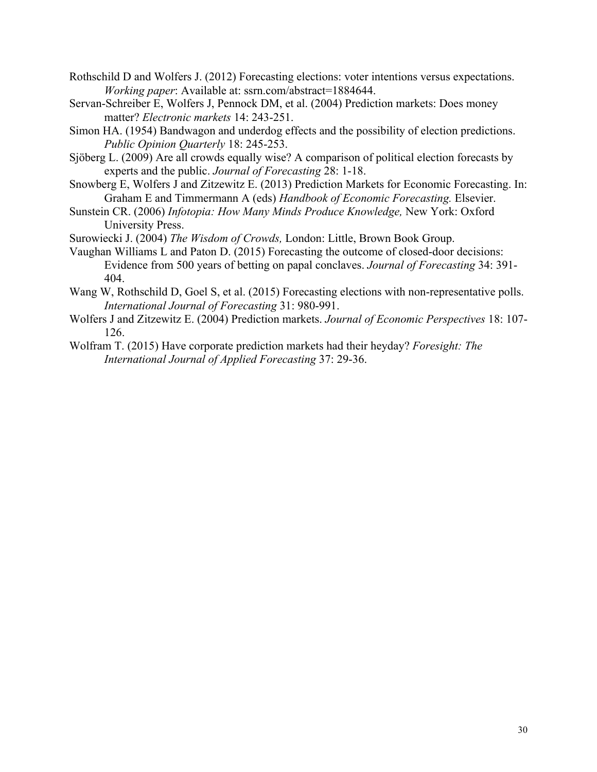Rothschild D and Wolfers J. (2012) Forecasting elections: voter intentions versus expectations. *Working paper*: Available at: ssrn.com/abstract=1884644.

Servan-Schreiber E, Wolfers J, Pennock DM, et al. (2004) Prediction markets: Does money matter? *Electronic markets* 14: 243-251.

Simon HA. (1954) Bandwagon and underdog effects and the possibility of election predictions. *Public Opinion Quarterly* 18: 245-253.

Sjöberg L. (2009) Are all crowds equally wise? A comparison of political election forecasts by experts and the public. *Journal of Forecasting* 28: 1-18.

Snowberg E, Wolfers J and Zitzewitz E. (2013) Prediction Markets for Economic Forecasting. In: Graham E and Timmermann A (eds) *Handbook of Economic Forecasting.* Elsevier.

Sunstein CR. (2006) *Infotopia: How Many Minds Produce Knowledge,* New York: Oxford University Press.

Surowiecki J. (2004) *The Wisdom of Crowds,* London: Little, Brown Book Group.

Vaughan Williams L and Paton D. (2015) Forecasting the outcome of closed-door decisions: Evidence from 500 years of betting on papal conclaves. *Journal of Forecasting* 34: 391-404.

Wang W, Rothschild D, Goel S, et al. (2015) Forecasting elections with non-representative polls. *International Journal of Forecasting* 31: 980-991.

Wolfers J and Zitzewitz E. (2004) Prediction markets. *Journal of Economic Perspectives* 18: 107-126.

Wolfram T. (2015) Have corporate prediction markets had their heyday? *Foresight: The International Journal of Applied Forecasting* 37: 29-36.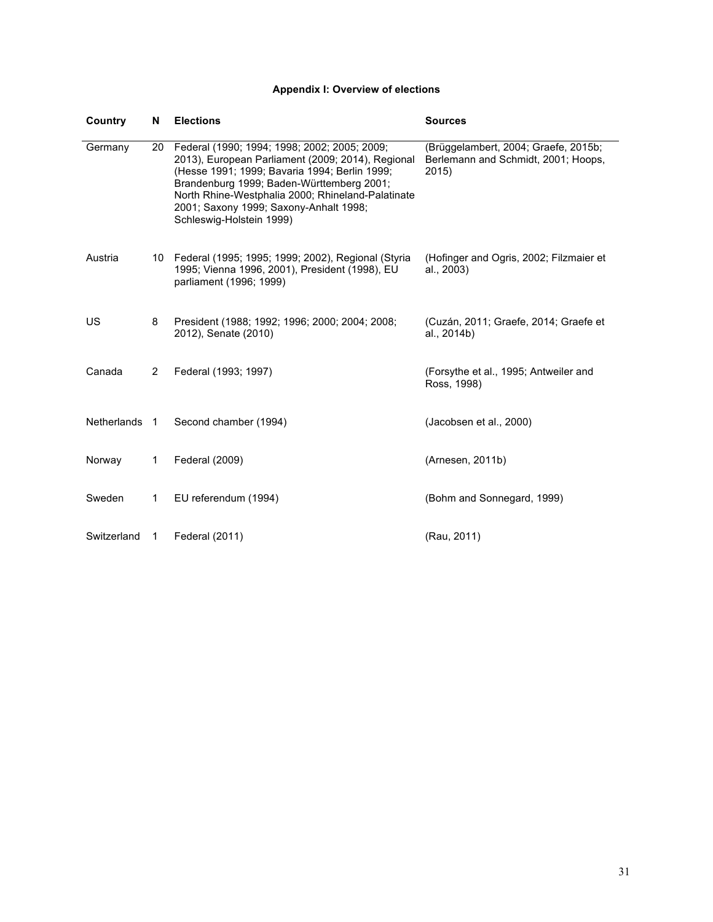**Appendix I: Overview of elections**

| Country | N | Elections | Sources |
| --- | --- | --- | --- |
| Germany | 20 | Federal (1990; 1994; 1998; 2002; 2005; 2009; 2013), European Parliament (2009; 2014), Regional (Hesse 1991; 1999; Bavaria 1994; Berlin 1999; Brandenburg 1999; Baden-Württemberg 2001; North Rhine-Westphalia 2000; Rhineland-Palatinate 2001; Saxony 1999; Saxony-Anhalt 1998; Schleswig-Holstein 1999) | (Brüggelambert, 2004; Graefe, 2015b; Berlemann and Schmidt, 2001; Hoops, 2015) |
| Austria | 10 | Federal (1995; 1995; 1999; 2002), Regional (Styria 1995; Vienna 1996, 2001), President (1998), EU parliament (1996; 1999) | (Hofinger and Ogris, 2002; Filzmaier et al., 2003) |
| US | 8 | President (1988; 1992; 1996; 2000; 2004; 2008; 2012), Senate (2010) | (Cuzán, 2011; Graefe, 2014; Graefe et al., 2014b) |
| Canada | 2 | Federal (1993; 1997) | (Forsythe et al., 1995; Antweiler and Ross, 1998) |
| Netherlands | 1 | Second chamber (1994) | (Jacobsen et al., 2000) |
| Norway | 1 | Federal (2009) | (Arnesen, 2011b) |
| Sweden | 1 | EU referendum (1994) | (Bohm and Sonnegard, 1999) |
| Switzerland | 1 | Federal (2011) | (Rau, 2011) |